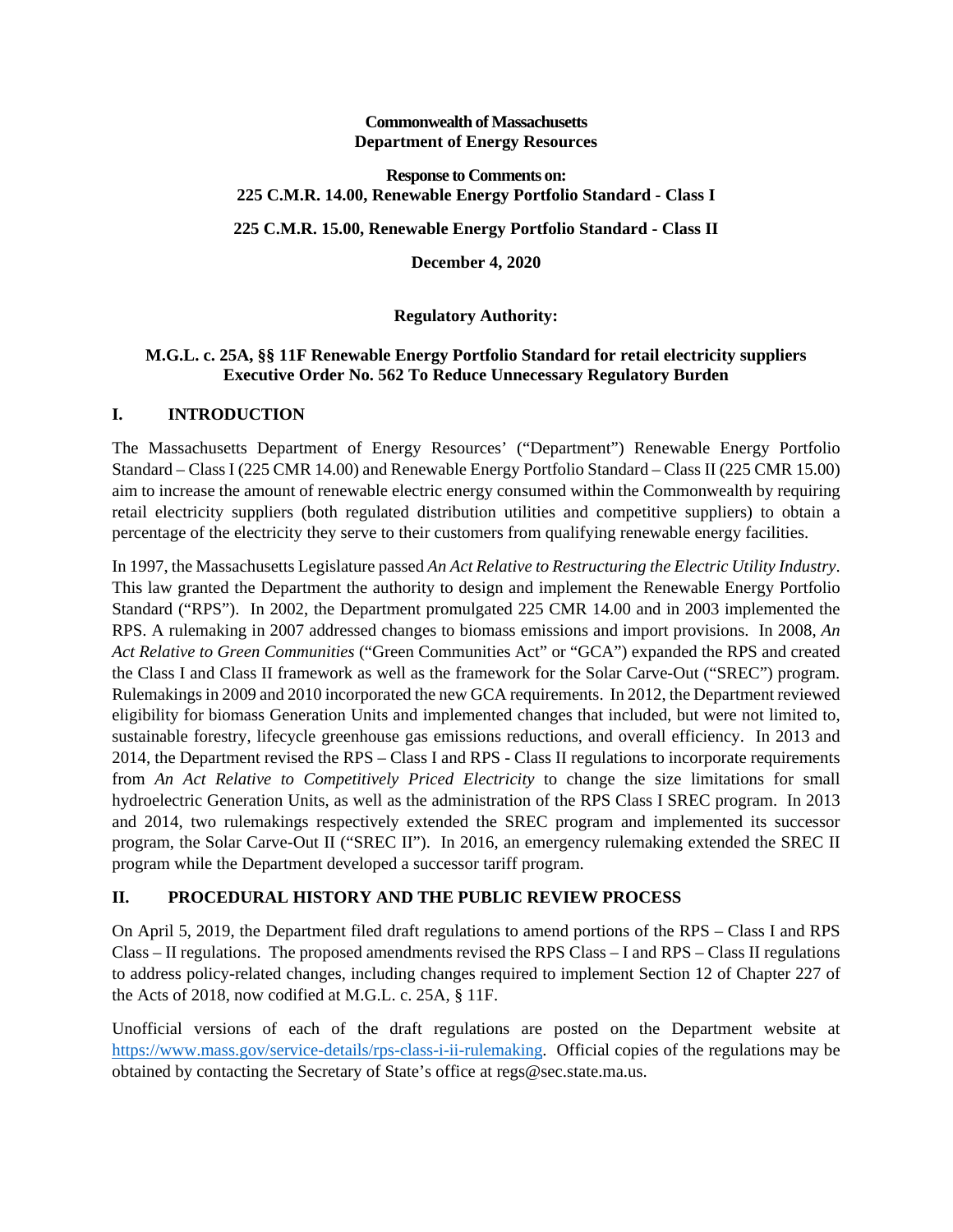**Commonwealth of Massachusetts**
**Department of Energy Resources**

**Response to Comments on:**
**225 C.M.R. 14.00, Renewable Energy Portfolio Standard - Class I**

**225 C.M.R. 15.00, Renewable Energy Portfolio Standard - Class II**

**December 4, 2020**

**Regulatory Authority:**

**M.G.L. c. 25A, §§ 11F Renewable Energy Portfolio Standard for retail electricity suppliers**
**Executive Order No. 562 To Reduce Unnecessary Regulatory Burden**

## I. INTRODUCTION

The Massachusetts Department of Energy Resources' ("Department") Renewable Energy Portfolio Standard – Class I (225 CMR 14.00) and Renewable Energy Portfolio Standard – Class II (225 CMR 15.00) aim to increase the amount of renewable electric energy consumed within the Commonwealth by requiring retail electricity suppliers (both regulated distribution utilities and competitive suppliers) to obtain a percentage of the electricity they serve to their customers from qualifying renewable energy facilities.

In 1997, the Massachusetts Legislature passed *An Act Relative to Restructuring the Electric Utility Industry*. This law granted the Department the authority to design and implement the Renewable Energy Portfolio Standard ("RPS"). In 2002, the Department promulgated 225 CMR 14.00 and in 2003 implemented the RPS. A rulemaking in 2007 addressed changes to biomass emissions and import provisions. In 2008, *An Act Relative to Green Communities* ("Green Communities Act" or "GCA") expanded the RPS and created the Class I and Class II framework as well as the framework for the Solar Carve-Out ("SREC") program. Rulemakings in 2009 and 2010 incorporated the new GCA requirements. In 2012, the Department reviewed eligibility for biomass Generation Units and implemented changes that included, but were not limited to, sustainable forestry, lifecycle greenhouse gas emissions reductions, and overall efficiency. In 2013 and 2014, the Department revised the RPS – Class I and RPS - Class II regulations to incorporate requirements from *An Act Relative to Competitively Priced Electricity* to change the size limitations for small hydroelectric Generation Units, as well as the administration of the RPS Class I SREC program. In 2013 and 2014, two rulemakings respectively extended the SREC program and implemented its successor program, the Solar Carve-Out II ("SREC II"). In 2016, an emergency rulemaking extended the SREC II program while the Department developed a successor tariff program.

## II. PROCEDURAL HISTORY AND THE PUBLIC REVIEW PROCESS

On April 5, 2019, the Department filed draft regulations to amend portions of the RPS – Class I and RPS Class – II regulations. The proposed amendments revised the RPS Class – I and RPS – Class II regulations to address policy-related changes, including changes required to implement Section 12 of Chapter 227 of the Acts of 2018, now codified at M.G.L. c. 25A, § 11F.

Unofficial versions of each of the draft regulations are posted on the Department website at https://www.mass.gov/service-details/rps-class-i-ii-rulemaking. Official copies of the regulations may be obtained by contacting the Secretary of State's office at regs@sec.state.ma.us.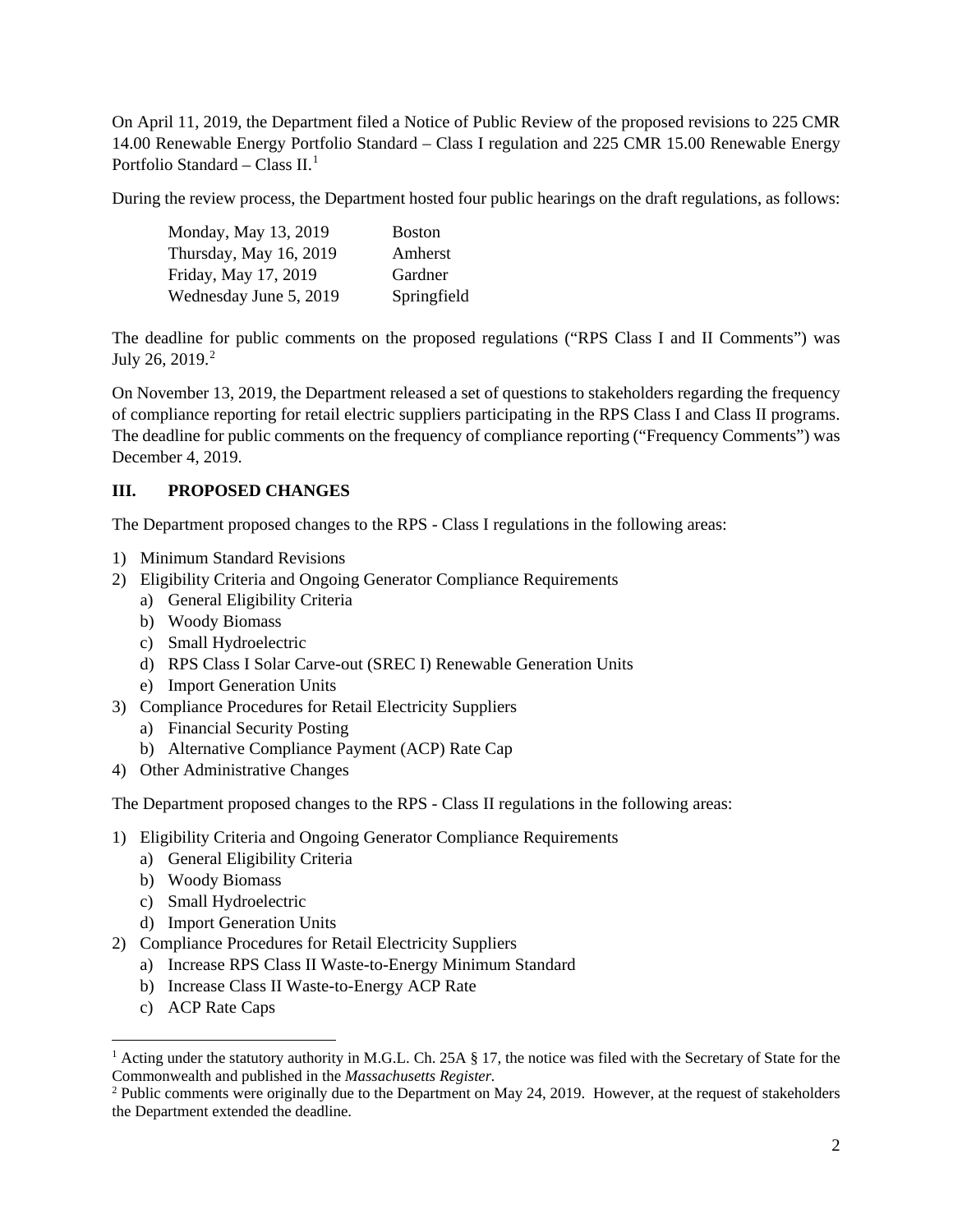On April 11, 2019, the Department filed a Notice of Public Review of the proposed revisions to 225 CMR 14.00 Renewable Energy Portfolio Standard – Class I regulation and 225 CMR 15.00 Renewable Energy Portfolio Standard – Class II.[1]

During the review process, the Department hosted four public hearings on the draft regulations, as follows:

| | |
|---|---|
| Monday, May 13, 2019 | Boston |
| Thursday, May 16, 2019 | Amherst |
| Friday, May 17, 2019 | Gardner |
| Wednesday June 5, 2019 | Springfield |

The deadline for public comments on the proposed regulations ("RPS Class I and II Comments") was July 26, 2019.[2]

On November 13, 2019, the Department released a set of questions to stakeholders regarding the frequency of compliance reporting for retail electric suppliers participating in the RPS Class I and Class II programs. The deadline for public comments on the frequency of compliance reporting ("Frequency Comments") was December 4, 2019.

## III. PROPOSED CHANGES

The Department proposed changes to the RPS - Class I regulations in the following areas:

1) Minimum Standard Revisions
2) Eligibility Criteria and Ongoing Generator Compliance Requirements
   a) General Eligibility Criteria
   b) Woody Biomass
   c) Small Hydroelectric
   d) RPS Class I Solar Carve-out (SREC I) Renewable Generation Units
   e) Import Generation Units
3) Compliance Procedures for Retail Electricity Suppliers
   a) Financial Security Posting
   b) Alternative Compliance Payment (ACP) Rate Cap
4) Other Administrative Changes

The Department proposed changes to the RPS - Class II regulations in the following areas:

1) Eligibility Criteria and Ongoing Generator Compliance Requirements
   a) General Eligibility Criteria
   b) Woody Biomass
   c) Small Hydroelectric
   d) Import Generation Units
2) Compliance Procedures for Retail Electricity Suppliers
   a) Increase RPS Class II Waste-to-Energy Minimum Standard
   b) Increase Class II Waste-to-Energy ACP Rate
   c) ACP Rate Caps

---

[1] Acting under the statutory authority in M.G.L. Ch. 25A § 17, the notice was filed with the Secretary of State for the Commonwealth and published in the *Massachusetts Register*.

[2] Public comments were originally due to the Department on May 24, 2019. However, at the request of stakeholders the Department extended the deadline.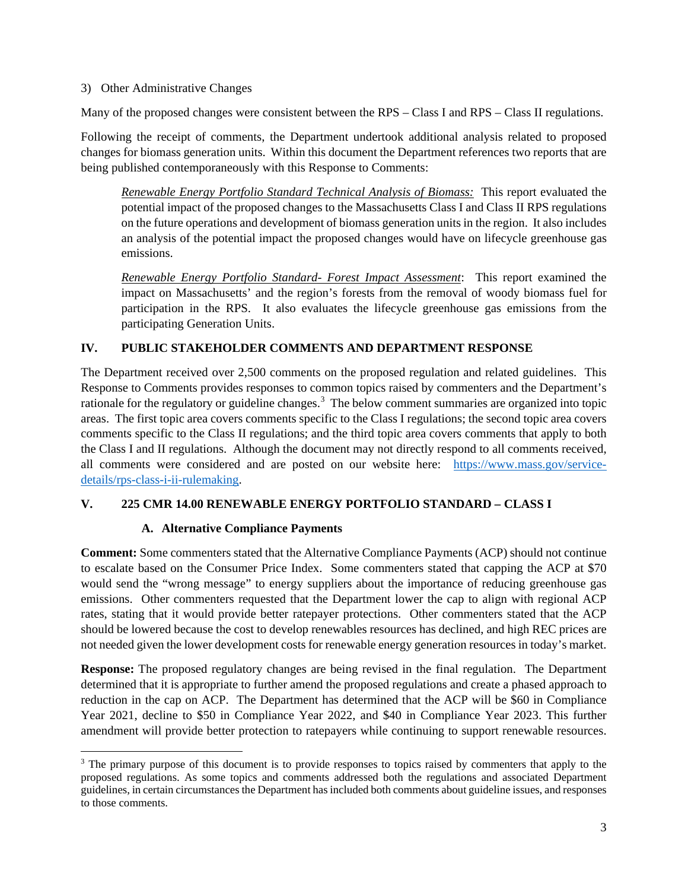3) Other Administrative Changes

Many of the proposed changes were consistent between the RPS – Class I and RPS – Class II regulations.

Following the receipt of comments, the Department undertook additional analysis related to proposed changes for biomass generation units. Within this document the Department references two reports that are being published contemporaneously with this Response to Comments:

> *Renewable Energy Portfolio Standard Technical Analysis of Biomass:* This report evaluated the potential impact of the proposed changes to the Massachusetts Class I and Class II RPS regulations on the future operations and development of biomass generation units in the region. It also includes an analysis of the potential impact the proposed changes would have on lifecycle greenhouse gas emissions.
>
> *Renewable Energy Portfolio Standard- Forest Impact Assessment*: This report examined the impact on Massachusetts' and the region's forests from the removal of woody biomass fuel for participation in the RPS. It also evaluates the lifecycle greenhouse gas emissions from the participating Generation Units.

## IV. PUBLIC STAKEHOLDER COMMENTS AND DEPARTMENT RESPONSE

The Department received over 2,500 comments on the proposed regulation and related guidelines. This Response to Comments provides responses to common topics raised by commenters and the Department's rationale for the regulatory or guideline changes.[3] The below comment summaries are organized into topic areas. The first topic area covers comments specific to the Class I regulations; the second topic area covers comments specific to the Class II regulations; and the third topic area covers comments that apply to both the Class I and II regulations. Although the document may not directly respond to all comments received, all comments were considered and are posted on our website here: https://www.mass.gov/service-details/rps-class-i-ii-rulemaking.

## V. 225 CMR 14.00 RENEWABLE ENERGY PORTFOLIO STANDARD – CLASS I

### A. Alternative Compliance Payments

**Comment:** Some commenters stated that the Alternative Compliance Payments (ACP) should not continue to escalate based on the Consumer Price Index. Some commenters stated that capping the ACP at $70 would send the "wrong message" to energy suppliers about the importance of reducing greenhouse gas emissions. Other commenters requested that the Department lower the cap to align with regional ACP rates, stating that it would provide better ratepayer protections. Other commenters stated that the ACP should be lowered because the cost to develop renewables resources has declined, and high REC prices are not needed given the lower development costs for renewable energy generation resources in today's market.

**Response:** The proposed regulatory changes are being revised in the final regulation. The Department determined that it is appropriate to further amend the proposed regulations and create a phased approach to reduction in the cap on ACP. The Department has determined that the ACP will be $60 in Compliance Year 2021, decline to $50 in Compliance Year 2022, and $40 in Compliance Year 2023. This further amendment will provide better protection to ratepayers while continuing to support renewable resources.

[3] The primary purpose of this document is to provide responses to topics raised by commenters that apply to the proposed regulations. As some topics and comments addressed both the regulations and associated Department guidelines, in certain circumstances the Department has included both comments about guideline issues, and responses to those comments.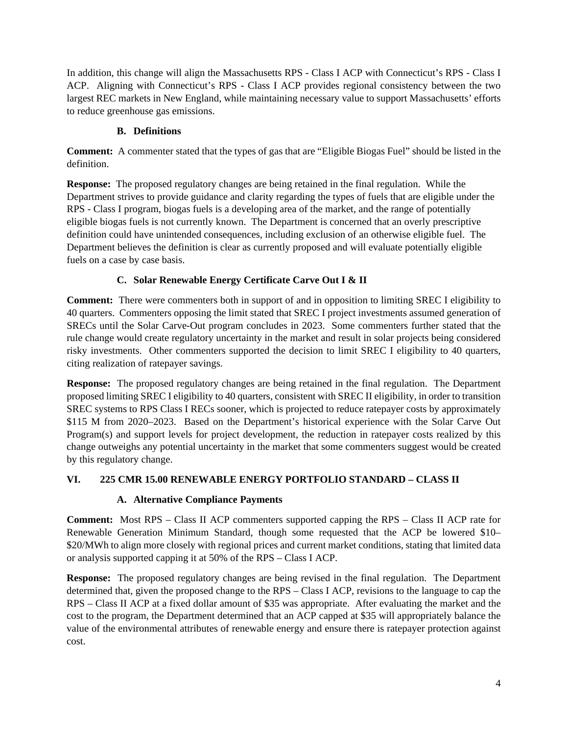In addition, this change will align the Massachusetts RPS - Class I ACP with Connecticut's RPS - Class I ACP. Aligning with Connecticut's RPS - Class I ACP provides regional consistency between the two largest REC markets in New England, while maintaining necessary value to support Massachusetts' efforts to reduce greenhouse gas emissions.

### B. Definitions

**Comment:** A commenter stated that the types of gas that are "Eligible Biogas Fuel" should be listed in the definition.

**Response:** The proposed regulatory changes are being retained in the final regulation. While the Department strives to provide guidance and clarity regarding the types of fuels that are eligible under the RPS - Class I program, biogas fuels is a developing area of the market, and the range of potentially eligible biogas fuels is not currently known. The Department is concerned that an overly prescriptive definition could have unintended consequences, including exclusion of an otherwise eligible fuel. The Department believes the definition is clear as currently proposed and will evaluate potentially eligible fuels on a case by case basis.

### C. Solar Renewable Energy Certificate Carve Out I & II

**Comment:** There were commenters both in support of and in opposition to limiting SREC I eligibility to 40 quarters. Commenters opposing the limit stated that SREC I project investments assumed generation of SRECs until the Solar Carve-Out program concludes in 2023. Some commenters further stated that the rule change would create regulatory uncertainty in the market and result in solar projects being considered risky investments. Other commenters supported the decision to limit SREC I eligibility to 40 quarters, citing realization of ratepayer savings.

**Response:** The proposed regulatory changes are being retained in the final regulation. The Department proposed limiting SREC I eligibility to 40 quarters, consistent with SREC II eligibility, in order to transition SREC systems to RPS Class I RECs sooner, which is projected to reduce ratepayer costs by approximately \$115 M from 2020–2023. Based on the Department's historical experience with the Solar Carve Out Program(s) and support levels for project development, the reduction in ratepayer costs realized by this change outweighs any potential uncertainty in the market that some commenters suggest would be created by this regulatory change.

## VI. 225 CMR 15.00 RENEWABLE ENERGY PORTFOLIO STANDARD – CLASS II

### A. Alternative Compliance Payments

**Comment:** Most RPS – Class II ACP commenters supported capping the RPS – Class II ACP rate for Renewable Generation Minimum Standard, though some requested that the ACP be lowered \$10–\$20/MWh to align more closely with regional prices and current market conditions, stating that limited data or analysis supported capping it at 50% of the RPS – Class I ACP.

**Response:** The proposed regulatory changes are being revised in the final regulation. The Department determined that, given the proposed change to the RPS – Class I ACP, revisions to the language to cap the RPS – Class II ACP at a fixed dollar amount of \$35 was appropriate. After evaluating the market and the cost to the program, the Department determined that an ACP capped at \$35 will appropriately balance the value of the environmental attributes of renewable energy and ensure there is ratepayer protection against cost.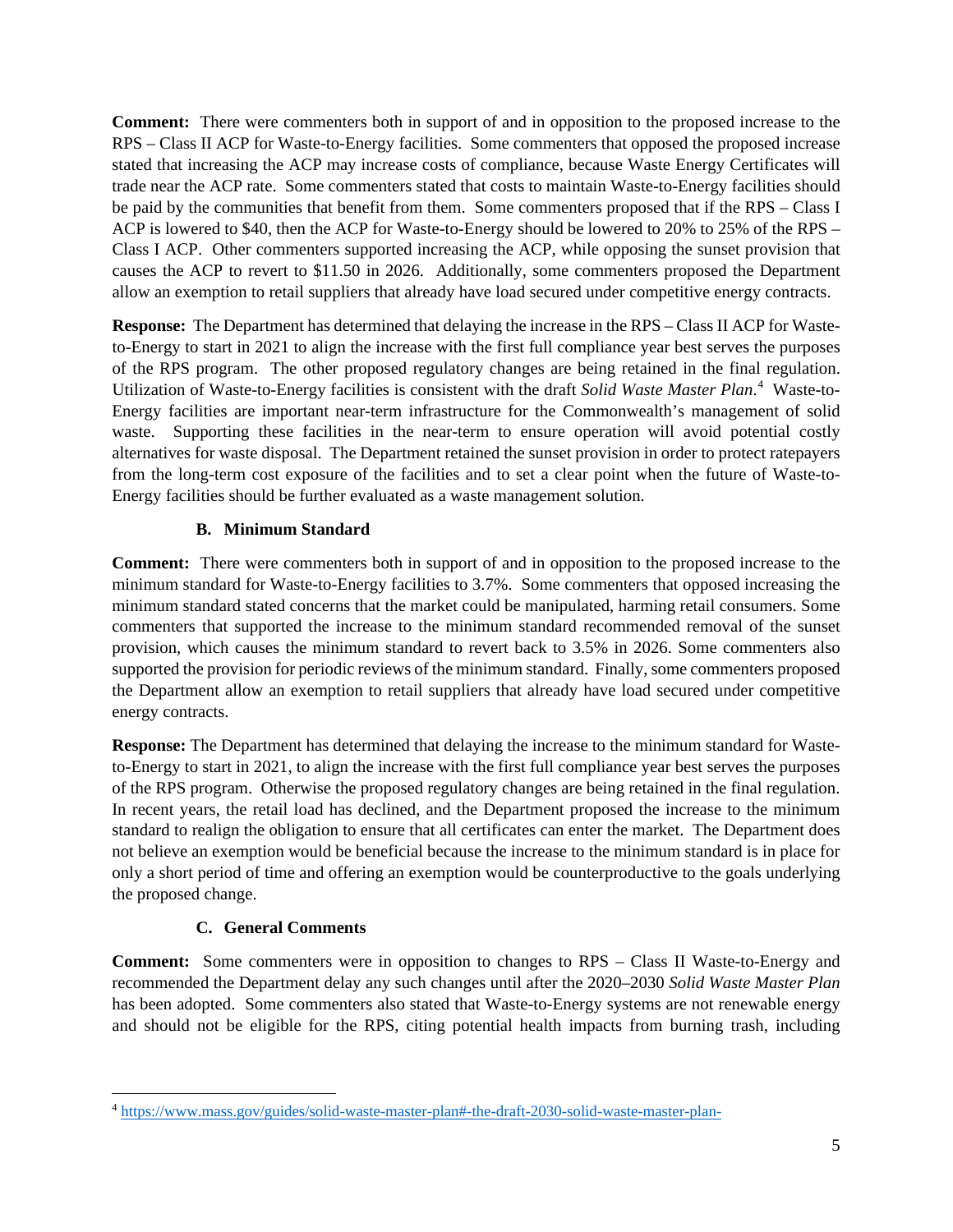**Comment:** There were commenters both in support of and in opposition to the proposed increase to the RPS – Class II ACP for Waste-to-Energy facilities. Some commenters that opposed the proposed increase stated that increasing the ACP may increase costs of compliance, because Waste Energy Certificates will trade near the ACP rate. Some commenters stated that costs to maintain Waste-to-Energy facilities should be paid by the communities that benefit from them. Some commenters proposed that if the RPS – Class I ACP is lowered to $40, then the ACP for Waste-to-Energy should be lowered to 20% to 25% of the RPS – Class I ACP. Other commenters supported increasing the ACP, while opposing the sunset provision that causes the ACP to revert to $11.50 in 2026. Additionally, some commenters proposed the Department allow an exemption to retail suppliers that already have load secured under competitive energy contracts.

**Response:** The Department has determined that delaying the increase in the RPS – Class II ACP for Waste-to-Energy to start in 2021 to align the increase with the first full compliance year best serves the purposes of the RPS program. The other proposed regulatory changes are being retained in the final regulation. Utilization of Waste-to-Energy facilities is consistent with the draft *Solid Waste Master Plan*.[4] Waste-to-Energy facilities are important near-term infrastructure for the Commonwealth's management of solid waste. Supporting these facilities in the near-term to ensure operation will avoid potential costly alternatives for waste disposal. The Department retained the sunset provision in order to protect ratepayers from the long-term cost exposure of the facilities and to set a clear point when the future of Waste-to-Energy facilities should be further evaluated as a waste management solution.

### B. Minimum Standard

**Comment:** There were commenters both in support of and in opposition to the proposed increase to the minimum standard for Waste-to-Energy facilities to 3.7%. Some commenters that opposed increasing the minimum standard stated concerns that the market could be manipulated, harming retail consumers. Some commenters that supported the increase to the minimum standard recommended removal of the sunset provision, which causes the minimum standard to revert back to 3.5% in 2026. Some commenters also supported the provision for periodic reviews of the minimum standard. Finally, some commenters proposed the Department allow an exemption to retail suppliers that already have load secured under competitive energy contracts.

**Response:** The Department has determined that delaying the increase to the minimum standard for Waste-to-Energy to start in 2021, to align the increase with the first full compliance year best serves the purposes of the RPS program. Otherwise the proposed regulatory changes are being retained in the final regulation. In recent years, the retail load has declined, and the Department proposed the increase to the minimum standard to realign the obligation to ensure that all certificates can enter the market. The Department does not believe an exemption would be beneficial because the increase to the minimum standard is in place for only a short period of time and offering an exemption would be counterproductive to the goals underlying the proposed change.

### C. General Comments

**Comment:** Some commenters were in opposition to changes to RPS – Class II Waste-to-Energy and recommended the Department delay any such changes until after the 2020–2030 *Solid Waste Master Plan* has been adopted. Some commenters also stated that Waste-to-Energy systems are not renewable energy and should not be eligible for the RPS, citing potential health impacts from burning trash, including

---

[4] https://www.mass.gov/guides/solid-waste-master-plan#-the-draft-2030-solid-waste-master-plan-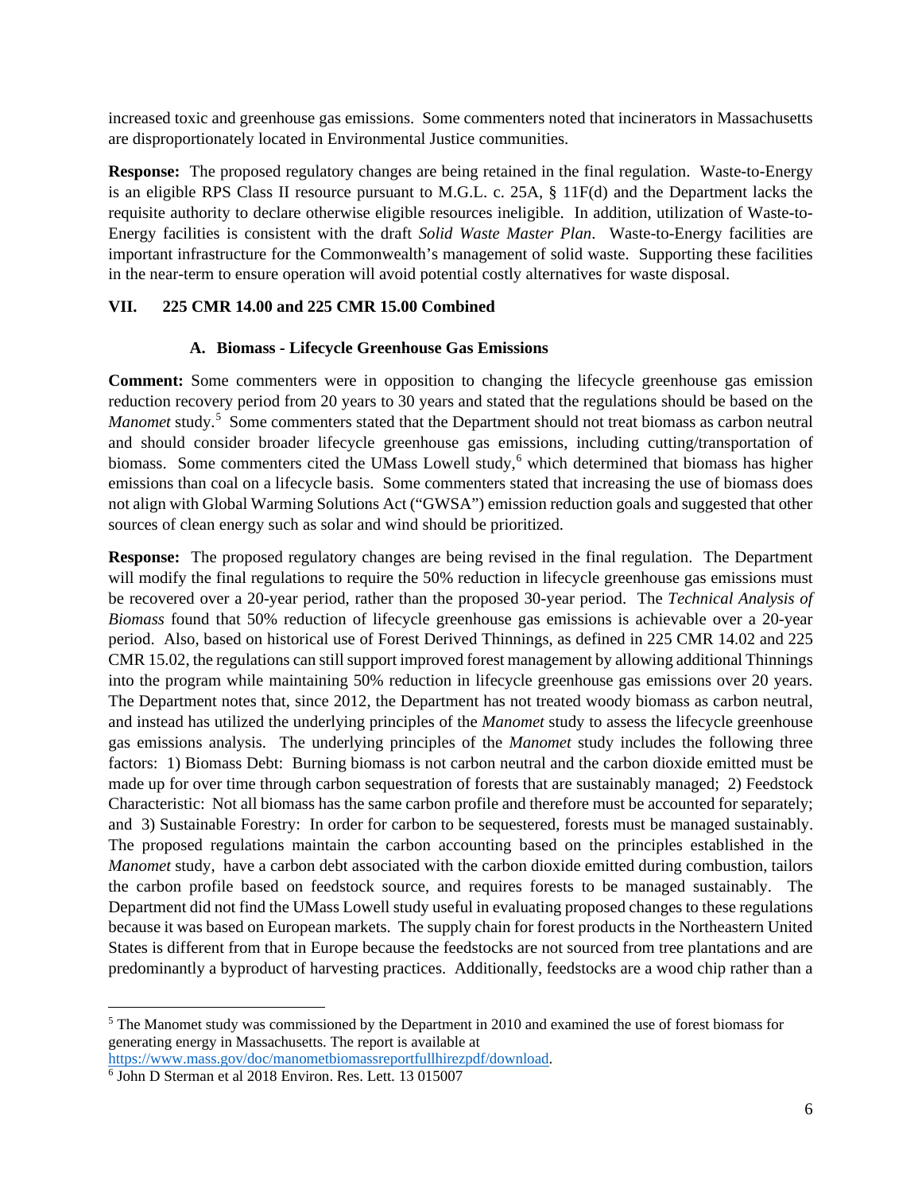increased toxic and greenhouse gas emissions. Some commenters noted that incinerators in Massachusetts are disproportionately located in Environmental Justice communities.

**Response:** The proposed regulatory changes are being retained in the final regulation. Waste-to-Energy is an eligible RPS Class II resource pursuant to M.G.L. c. 25A, § 11F(d) and the Department lacks the requisite authority to declare otherwise eligible resources ineligible. In addition, utilization of Waste-to-Energy facilities is consistent with the draft *Solid Waste Master Plan*. Waste-to-Energy facilities are important infrastructure for the Commonwealth's management of solid waste. Supporting these facilities in the near-term to ensure operation will avoid potential costly alternatives for waste disposal.

## VII. 225 CMR 14.00 and 225 CMR 15.00 Combined

### A. Biomass - Lifecycle Greenhouse Gas Emissions

**Comment:** Some commenters were in opposition to changing the lifecycle greenhouse gas emission reduction recovery period from 20 years to 30 years and stated that the regulations should be based on the *Manomet* study.[5] Some commenters stated that the Department should not treat biomass as carbon neutral and should consider broader lifecycle greenhouse gas emissions, including cutting/transportation of biomass. Some commenters cited the UMass Lowell study,[6] which determined that biomass has higher emissions than coal on a lifecycle basis. Some commenters stated that increasing the use of biomass does not align with Global Warming Solutions Act ("GWSA") emission reduction goals and suggested that other sources of clean energy such as solar and wind should be prioritized.

**Response:** The proposed regulatory changes are being revised in the final regulation. The Department will modify the final regulations to require the 50% reduction in lifecycle greenhouse gas emissions must be recovered over a 20-year period, rather than the proposed 30-year period. The *Technical Analysis of Biomass* found that 50% reduction of lifecycle greenhouse gas emissions is achievable over a 20-year period. Also, based on historical use of Forest Derived Thinnings, as defined in 225 CMR 14.02 and 225 CMR 15.02, the regulations can still support improved forest management by allowing additional Thinnings into the program while maintaining 50% reduction in lifecycle greenhouse gas emissions over 20 years. The Department notes that, since 2012, the Department has not treated woody biomass as carbon neutral, and instead has utilized the underlying principles of the *Manomet* study to assess the lifecycle greenhouse gas emissions analysis. The underlying principles of the *Manomet* study includes the following three factors: 1) Biomass Debt: Burning biomass is not carbon neutral and the carbon dioxide emitted must be made up for over time through carbon sequestration of forests that are sustainably managed; 2) Feedstock Characteristic: Not all biomass has the same carbon profile and therefore must be accounted for separately; and 3) Sustainable Forestry: In order for carbon to be sequestered, forests must be managed sustainably. The proposed regulations maintain the carbon accounting based on the principles established in the *Manomet* study, have a carbon debt associated with the carbon dioxide emitted during combustion, tailors the carbon profile based on feedstock source, and requires forests to be managed sustainably. The Department did not find the UMass Lowell study useful in evaluating proposed changes to these regulations because it was based on European markets. The supply chain for forest products in the Northeastern United States is different from that in Europe because the feedstocks are not sourced from tree plantations and are predominantly a byproduct of harvesting practices. Additionally, feedstocks are a wood chip rather than a

---

[5] The Manomet study was commissioned by the Department in 2010 and examined the use of forest biomass for generating energy in Massachusetts. The report is available at https://www.mass.gov/doc/manometbiomassreportfullhirezpdf/download.

[6] John D Sterman et al 2018 Environ. Res. Lett. 13 015007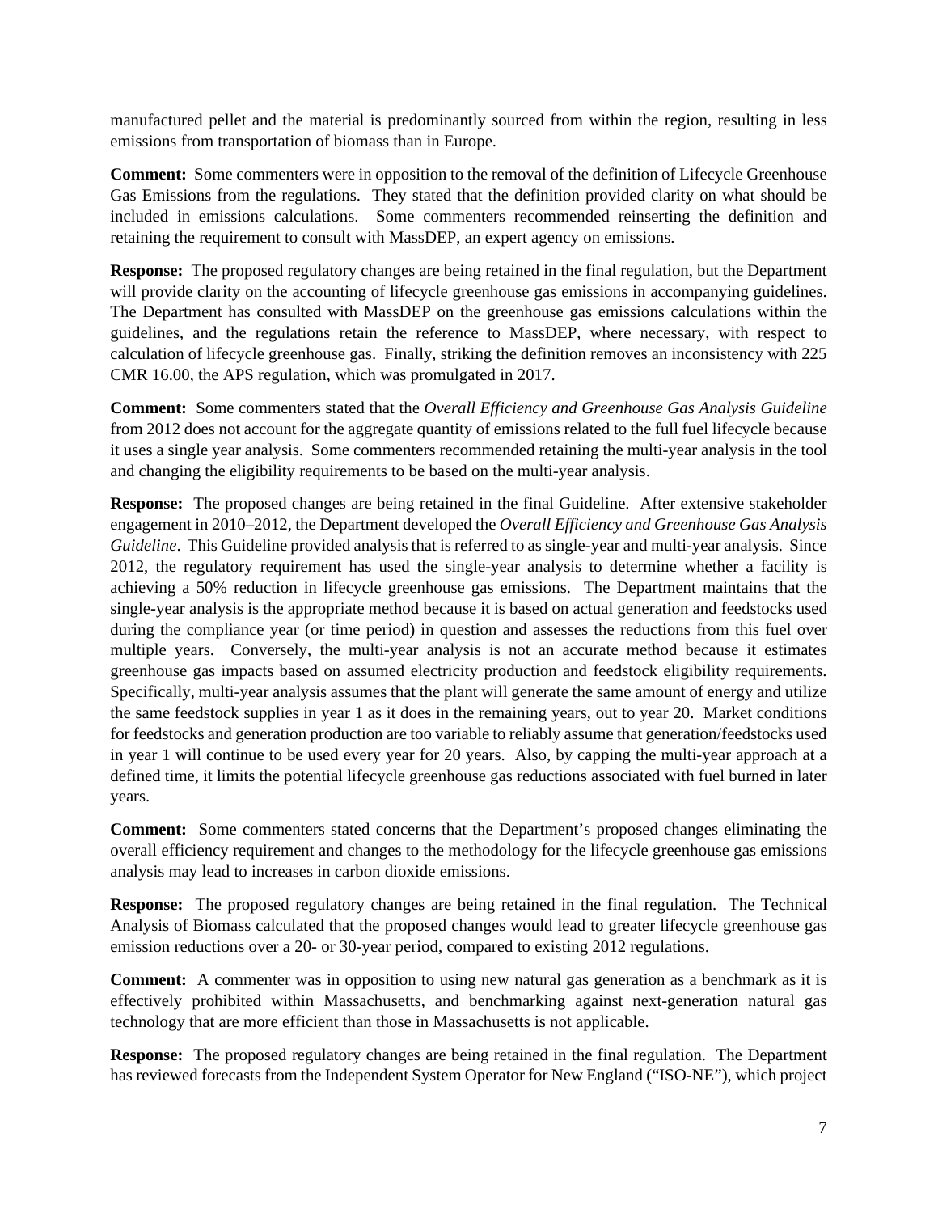manufactured pellet and the material is predominantly sourced from within the region, resulting in less emissions from transportation of biomass than in Europe.

**Comment:** Some commenters were in opposition to the removal of the definition of Lifecycle Greenhouse Gas Emissions from the regulations. They stated that the definition provided clarity on what should be included in emissions calculations. Some commenters recommended reinserting the definition and retaining the requirement to consult with MassDEP, an expert agency on emissions.

**Response:** The proposed regulatory changes are being retained in the final regulation, but the Department will provide clarity on the accounting of lifecycle greenhouse gas emissions in accompanying guidelines. The Department has consulted with MassDEP on the greenhouse gas emissions calculations within the guidelines, and the regulations retain the reference to MassDEP, where necessary, with respect to calculation of lifecycle greenhouse gas. Finally, striking the definition removes an inconsistency with 225 CMR 16.00, the APS regulation, which was promulgated in 2017.

**Comment:** Some commenters stated that the *Overall Efficiency and Greenhouse Gas Analysis Guideline* from 2012 does not account for the aggregate quantity of emissions related to the full fuel lifecycle because it uses a single year analysis. Some commenters recommended retaining the multi-year analysis in the tool and changing the eligibility requirements to be based on the multi-year analysis.

**Response:** The proposed changes are being retained in the final Guideline. After extensive stakeholder engagement in 2010–2012, the Department developed the *Overall Efficiency and Greenhouse Gas Analysis Guideline*. This Guideline provided analysis that is referred to as single-year and multi-year analysis. Since 2012, the regulatory requirement has used the single-year analysis to determine whether a facility is achieving a 50% reduction in lifecycle greenhouse gas emissions. The Department maintains that the single-year analysis is the appropriate method because it is based on actual generation and feedstocks used during the compliance year (or time period) in question and assesses the reductions from this fuel over multiple years. Conversely, the multi-year analysis is not an accurate method because it estimates greenhouse gas impacts based on assumed electricity production and feedstock eligibility requirements. Specifically, multi-year analysis assumes that the plant will generate the same amount of energy and utilize the same feedstock supplies in year 1 as it does in the remaining years, out to year 20. Market conditions for feedstocks and generation production are too variable to reliably assume that generation/feedstocks used in year 1 will continue to be used every year for 20 years. Also, by capping the multi-year approach at a defined time, it limits the potential lifecycle greenhouse gas reductions associated with fuel burned in later years.

**Comment:** Some commenters stated concerns that the Department's proposed changes eliminating the overall efficiency requirement and changes to the methodology for the lifecycle greenhouse gas emissions analysis may lead to increases in carbon dioxide emissions.

**Response:** The proposed regulatory changes are being retained in the final regulation. The Technical Analysis of Biomass calculated that the proposed changes would lead to greater lifecycle greenhouse gas emission reductions over a 20- or 30-year period, compared to existing 2012 regulations.

**Comment:** A commenter was in opposition to using new natural gas generation as a benchmark as it is effectively prohibited within Massachusetts, and benchmarking against next-generation natural gas technology that are more efficient than those in Massachusetts is not applicable.

**Response:** The proposed regulatory changes are being retained in the final regulation. The Department has reviewed forecasts from the Independent System Operator for New England ("ISO-NE"), which project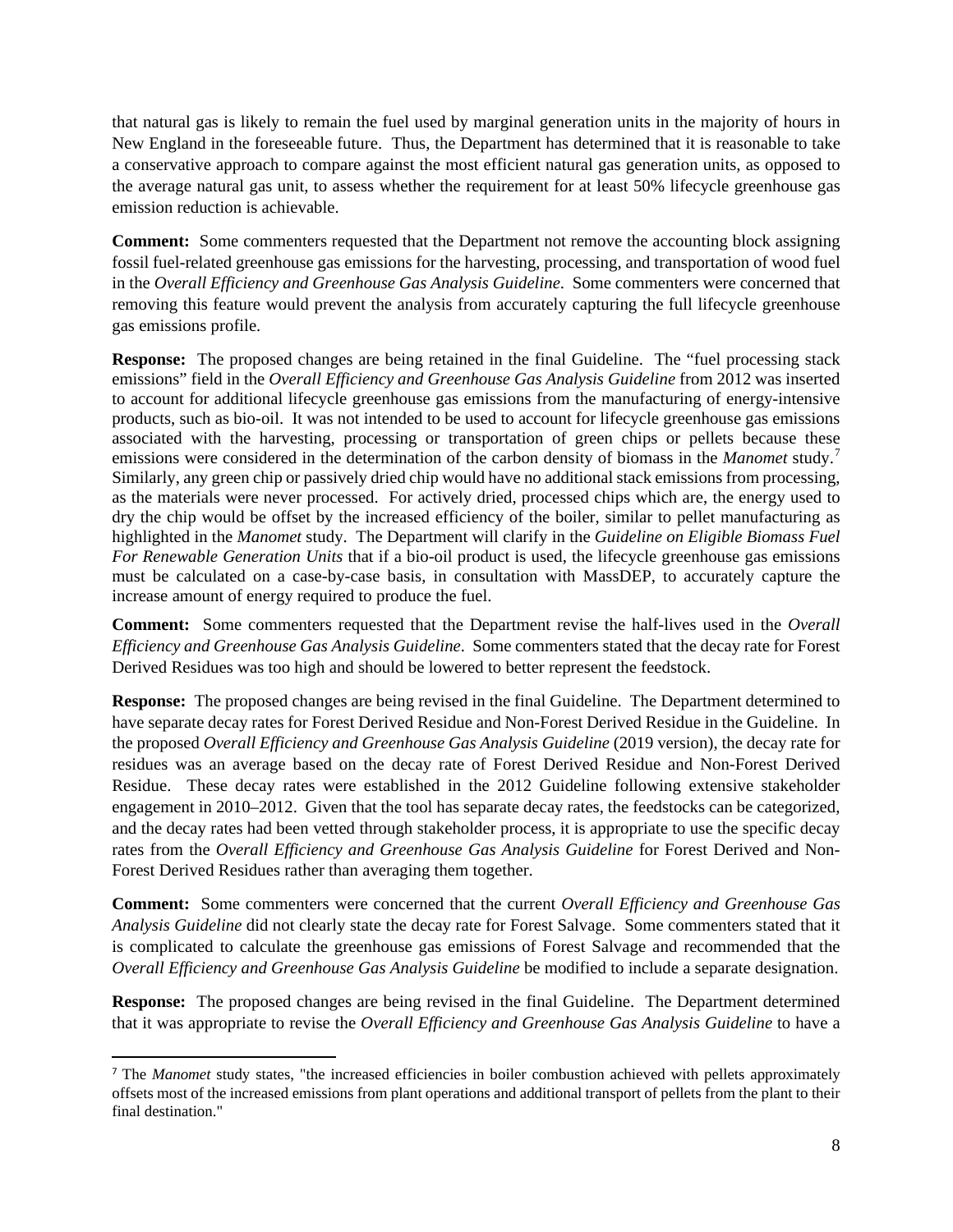that natural gas is likely to remain the fuel used by marginal generation units in the majority of hours in New England in the foreseeable future. Thus, the Department has determined that it is reasonable to take a conservative approach to compare against the most efficient natural gas generation units, as opposed to the average natural gas unit, to assess whether the requirement for at least 50% lifecycle greenhouse gas emission reduction is achievable.

**Comment:** Some commenters requested that the Department not remove the accounting block assigning fossil fuel-related greenhouse gas emissions for the harvesting, processing, and transportation of wood fuel in the *Overall Efficiency and Greenhouse Gas Analysis Guideline*. Some commenters were concerned that removing this feature would prevent the analysis from accurately capturing the full lifecycle greenhouse gas emissions profile.

**Response:** The proposed changes are being retained in the final Guideline. The "fuel processing stack emissions" field in the *Overall Efficiency and Greenhouse Gas Analysis Guideline* from 2012 was inserted to account for additional lifecycle greenhouse gas emissions from the manufacturing of energy-intensive products, such as bio-oil. It was not intended to be used to account for lifecycle greenhouse gas emissions associated with the harvesting, processing or transportation of green chips or pellets because these emissions were considered in the determination of the carbon density of biomass in the *Manomet* study.[7] Similarly, any green chip or passively dried chip would have no additional stack emissions from processing, as the materials were never processed. For actively dried, processed chips which are, the energy used to dry the chip would be offset by the increased efficiency of the boiler, similar to pellet manufacturing as highlighted in the *Manomet* study. The Department will clarify in the *Guideline on Eligible Biomass Fuel For Renewable Generation Units* that if a bio-oil product is used, the lifecycle greenhouse gas emissions must be calculated on a case-by-case basis, in consultation with MassDEP, to accurately capture the increase amount of energy required to produce the fuel.

**Comment:** Some commenters requested that the Department revise the half-lives used in the *Overall Efficiency and Greenhouse Gas Analysis Guideline*. Some commenters stated that the decay rate for Forest Derived Residues was too high and should be lowered to better represent the feedstock.

**Response:** The proposed changes are being revised in the final Guideline. The Department determined to have separate decay rates for Forest Derived Residue and Non-Forest Derived Residue in the Guideline. In the proposed *Overall Efficiency and Greenhouse Gas Analysis Guideline* (2019 version), the decay rate for residues was an average based on the decay rate of Forest Derived Residue and Non-Forest Derived Residue. These decay rates were established in the 2012 Guideline following extensive stakeholder engagement in 2010–2012. Given that the tool has separate decay rates, the feedstocks can be categorized, and the decay rates had been vetted through stakeholder process, it is appropriate to use the specific decay rates from the *Overall Efficiency and Greenhouse Gas Analysis Guideline* for Forest Derived and Non-Forest Derived Residues rather than averaging them together.

**Comment:** Some commenters were concerned that the current *Overall Efficiency and Greenhouse Gas Analysis Guideline* did not clearly state the decay rate for Forest Salvage. Some commenters stated that it is complicated to calculate the greenhouse gas emissions of Forest Salvage and recommended that the *Overall Efficiency and Greenhouse Gas Analysis Guideline* be modified to include a separate designation.

**Response:** The proposed changes are being revised in the final Guideline. The Department determined that it was appropriate to revise the *Overall Efficiency and Greenhouse Gas Analysis Guideline* to have a

[7] The *Manomet* study states, "the increased efficiencies in boiler combustion achieved with pellets approximately offsets most of the increased emissions from plant operations and additional transport of pellets from the plant to their final destination."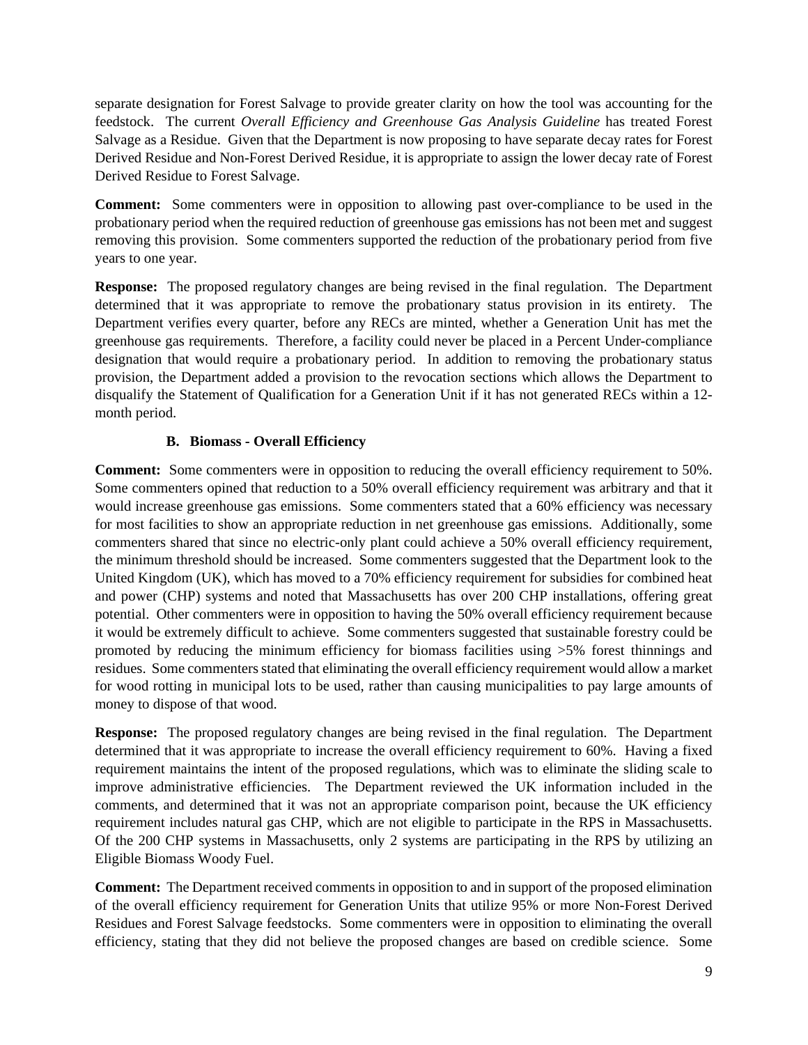separate designation for Forest Salvage to provide greater clarity on how the tool was accounting for the feedstock. The current *Overall Efficiency and Greenhouse Gas Analysis Guideline* has treated Forest Salvage as a Residue. Given that the Department is now proposing to have separate decay rates for Forest Derived Residue and Non-Forest Derived Residue, it is appropriate to assign the lower decay rate of Forest Derived Residue to Forest Salvage.

**Comment:** Some commenters were in opposition to allowing past over-compliance to be used in the probationary period when the required reduction of greenhouse gas emissions has not been met and suggest removing this provision. Some commenters supported the reduction of the probationary period from five years to one year.

**Response:** The proposed regulatory changes are being revised in the final regulation. The Department determined that it was appropriate to remove the probationary status provision in its entirety. The Department verifies every quarter, before any RECs are minted, whether a Generation Unit has met the greenhouse gas requirements. Therefore, a facility could never be placed in a Percent Under-compliance designation that would require a probationary period. In addition to removing the probationary status provision, the Department added a provision to the revocation sections which allows the Department to disqualify the Statement of Qualification for a Generation Unit if it has not generated RECs within a 12-month period.

### B. Biomass - Overall Efficiency

**Comment:** Some commenters were in opposition to reducing the overall efficiency requirement to 50%. Some commenters opined that reduction to a 50% overall efficiency requirement was arbitrary and that it would increase greenhouse gas emissions. Some commenters stated that a 60% efficiency was necessary for most facilities to show an appropriate reduction in net greenhouse gas emissions. Additionally, some commenters shared that since no electric-only plant could achieve a 50% overall efficiency requirement, the minimum threshold should be increased. Some commenters suggested that the Department look to the United Kingdom (UK), which has moved to a 70% efficiency requirement for subsidies for combined heat and power (CHP) systems and noted that Massachusetts has over 200 CHP installations, offering great potential. Other commenters were in opposition to having the 50% overall efficiency requirement because it would be extremely difficult to achieve. Some commenters suggested that sustainable forestry could be promoted by reducing the minimum efficiency for biomass facilities using >5% forest thinnings and residues. Some commenters stated that eliminating the overall efficiency requirement would allow a market for wood rotting in municipal lots to be used, rather than causing municipalities to pay large amounts of money to dispose of that wood.

**Response:** The proposed regulatory changes are being revised in the final regulation. The Department determined that it was appropriate to increase the overall efficiency requirement to 60%. Having a fixed requirement maintains the intent of the proposed regulations, which was to eliminate the sliding scale to improve administrative efficiencies. The Department reviewed the UK information included in the comments, and determined that it was not an appropriate comparison point, because the UK efficiency requirement includes natural gas CHP, which are not eligible to participate in the RPS in Massachusetts. Of the 200 CHP systems in Massachusetts, only 2 systems are participating in the RPS by utilizing an Eligible Biomass Woody Fuel.

**Comment:** The Department received comments in opposition to and in support of the proposed elimination of the overall efficiency requirement for Generation Units that utilize 95% or more Non-Forest Derived Residues and Forest Salvage feedstocks. Some commenters were in opposition to eliminating the overall efficiency, stating that they did not believe the proposed changes are based on credible science. Some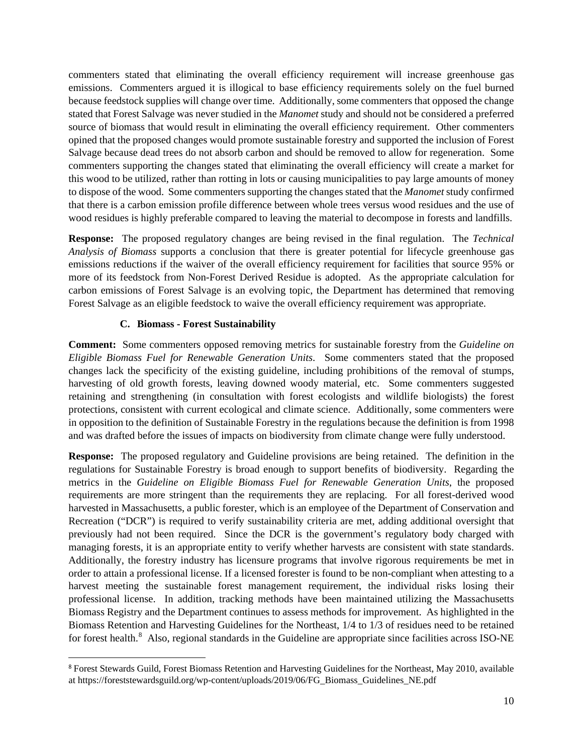commenters stated that eliminating the overall efficiency requirement will increase greenhouse gas emissions. Commenters argued it is illogical to base efficiency requirements solely on the fuel burned because feedstock supplies will change over time. Additionally, some commenters that opposed the change stated that Forest Salvage was never studied in the *Manomet* study and should not be considered a preferred source of biomass that would result in eliminating the overall efficiency requirement. Other commenters opined that the proposed changes would promote sustainable forestry and supported the inclusion of Forest Salvage because dead trees do not absorb carbon and should be removed to allow for regeneration. Some commenters supporting the changes stated that eliminating the overall efficiency will create a market for this wood to be utilized, rather than rotting in lots or causing municipalities to pay large amounts of money to dispose of the wood. Some commenters supporting the changes stated that the *Manomet* study confirmed that there is a carbon emission profile difference between whole trees versus wood residues and the use of wood residues is highly preferable compared to leaving the material to decompose in forests and landfills.

**Response:** The proposed regulatory changes are being revised in the final regulation. The *Technical Analysis of Biomass* supports a conclusion that there is greater potential for lifecycle greenhouse gas emissions reductions if the waiver of the overall efficiency requirement for facilities that source 95% or more of its feedstock from Non-Forest Derived Residue is adopted. As the appropriate calculation for carbon emissions of Forest Salvage is an evolving topic, the Department has determined that removing Forest Salvage as an eligible feedstock to waive the overall efficiency requirement was appropriate.

### C. Biomass - Forest Sustainability

**Comment:** Some commenters opposed removing metrics for sustainable forestry from the *Guideline on Eligible Biomass Fuel for Renewable Generation Units*. Some commenters stated that the proposed changes lack the specificity of the existing guideline, including prohibitions of the removal of stumps, harvesting of old growth forests, leaving downed woody material, etc. Some commenters suggested retaining and strengthening (in consultation with forest ecologists and wildlife biologists) the forest protections, consistent with current ecological and climate science. Additionally, some commenters were in opposition to the definition of Sustainable Forestry in the regulations because the definition is from 1998 and was drafted before the issues of impacts on biodiversity from climate change were fully understood.

**Response:** The proposed regulatory and Guideline provisions are being retained. The definition in the regulations for Sustainable Forestry is broad enough to support benefits of biodiversity. Regarding the metrics in the *Guideline on Eligible Biomass Fuel for Renewable Generation Units*, the proposed requirements are more stringent than the requirements they are replacing. For all forest-derived wood harvested in Massachusetts, a public forester, which is an employee of the Department of Conservation and Recreation ("DCR") is required to verify sustainability criteria are met, adding additional oversight that previously had not been required. Since the DCR is the government's regulatory body charged with managing forests, it is an appropriate entity to verify whether harvests are consistent with state standards. Additionally, the forestry industry has licensure programs that involve rigorous requirements be met in order to attain a professional license. If a licensed forester is found to be non-compliant when attesting to a harvest meeting the sustainable forest management requirement, the individual risks losing their professional license. In addition, tracking methods have been maintained utilizing the Massachusetts Biomass Registry and the Department continues to assess methods for improvement. As highlighted in the Biomass Retention and Harvesting Guidelines for the Northeast, 1/4 to 1/3 of residues need to be retained for forest health.[8] Also, regional standards in the Guideline are appropriate since facilities across ISO-NE

[8] Forest Stewards Guild, Forest Biomass Retention and Harvesting Guidelines for the Northeast, May 2010, available at https://foreststewardsguild.org/wp-content/uploads/2019/06/FG_Biomass_Guidelines_NE.pdf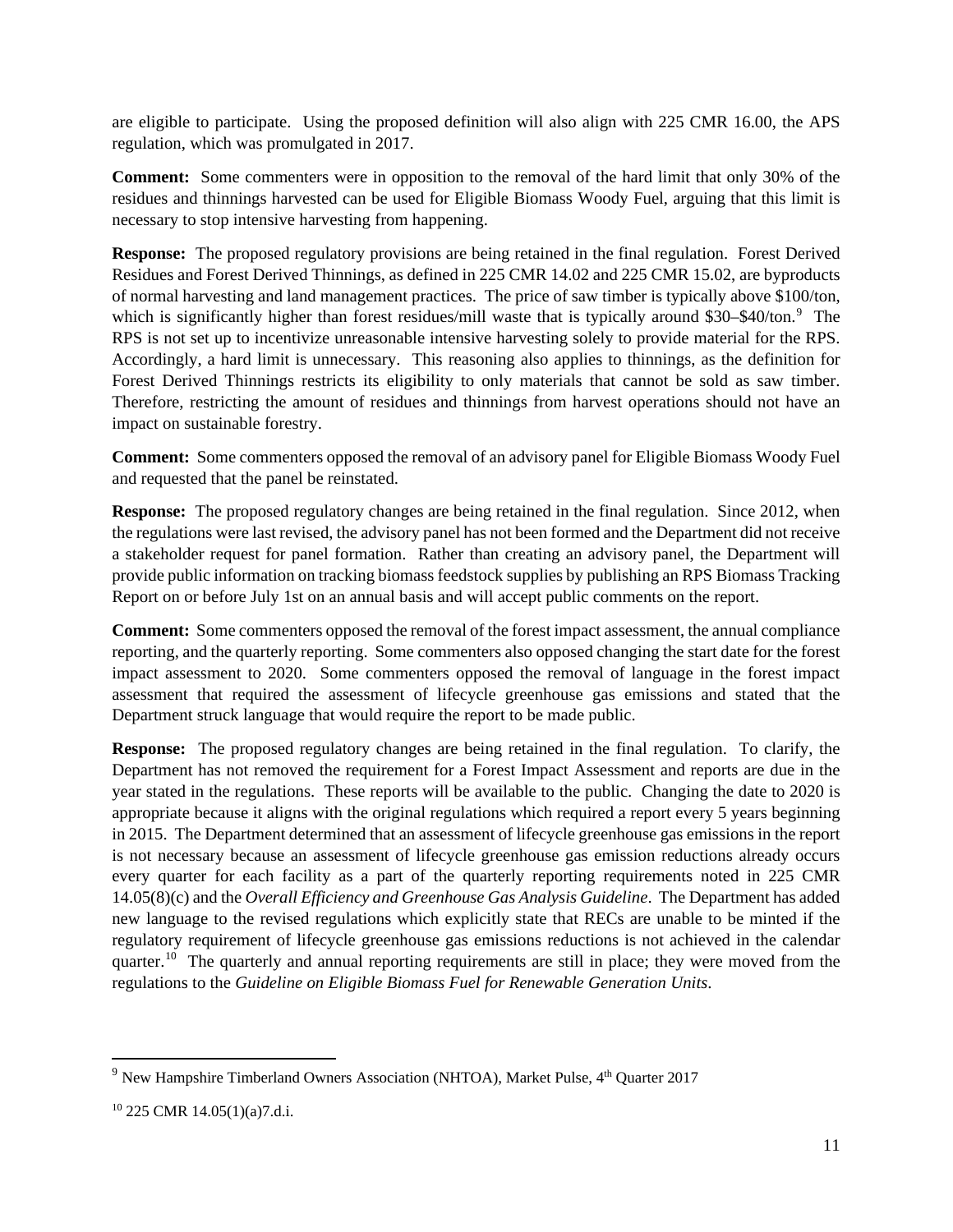are eligible to participate. Using the proposed definition will also align with 225 CMR 16.00, the APS regulation, which was promulgated in 2017.

**Comment:** Some commenters were in opposition to the removal of the hard limit that only 30% of the residues and thinnings harvested can be used for Eligible Biomass Woody Fuel, arguing that this limit is necessary to stop intensive harvesting from happening.

**Response:** The proposed regulatory provisions are being retained in the final regulation. Forest Derived Residues and Forest Derived Thinnings, as defined in 225 CMR 14.02 and 225 CMR 15.02, are byproducts of normal harvesting and land management practices. The price of saw timber is typically above $100/ton, which is significantly higher than forest residues/mill waste that is typically around $30–$40/ton.[9] The RPS is not set up to incentivize unreasonable intensive harvesting solely to provide material for the RPS. Accordingly, a hard limit is unnecessary. This reasoning also applies to thinnings, as the definition for Forest Derived Thinnings restricts its eligibility to only materials that cannot be sold as saw timber. Therefore, restricting the amount of residues and thinnings from harvest operations should not have an impact on sustainable forestry.

**Comment:** Some commenters opposed the removal of an advisory panel for Eligible Biomass Woody Fuel and requested that the panel be reinstated.

**Response:** The proposed regulatory changes are being retained in the final regulation. Since 2012, when the regulations were last revised, the advisory panel has not been formed and the Department did not receive a stakeholder request for panel formation. Rather than creating an advisory panel, the Department will provide public information on tracking biomass feedstock supplies by publishing an RPS Biomass Tracking Report on or before July 1st on an annual basis and will accept public comments on the report.

**Comment:** Some commenters opposed the removal of the forest impact assessment, the annual compliance reporting, and the quarterly reporting. Some commenters also opposed changing the start date for the forest impact assessment to 2020. Some commenters opposed the removal of language in the forest impact assessment that required the assessment of lifecycle greenhouse gas emissions and stated that the Department struck language that would require the report to be made public.

**Response:** The proposed regulatory changes are being retained in the final regulation. To clarify, the Department has not removed the requirement for a Forest Impact Assessment and reports are due in the year stated in the regulations. These reports will be available to the public. Changing the date to 2020 is appropriate because it aligns with the original regulations which required a report every 5 years beginning in 2015. The Department determined that an assessment of lifecycle greenhouse gas emissions in the report is not necessary because an assessment of lifecycle greenhouse gas emission reductions already occurs every quarter for each facility as a part of the quarterly reporting requirements noted in 225 CMR 14.05(8)(c) and the *Overall Efficiency and Greenhouse Gas Analysis Guideline*. The Department has added new language to the revised regulations which explicitly state that RECs are unable to be minted if the regulatory requirement of lifecycle greenhouse gas emissions reductions is not achieved in the calendar quarter.[10] The quarterly and annual reporting requirements are still in place; they were moved from the regulations to the *Guideline on Eligible Biomass Fuel for Renewable Generation Units*.

---

[9] New Hampshire Timberland Owners Association (NHTOA), Market Pulse, 4th Quarter 2017

[10] 225 CMR 14.05(1)(a)7.d.i.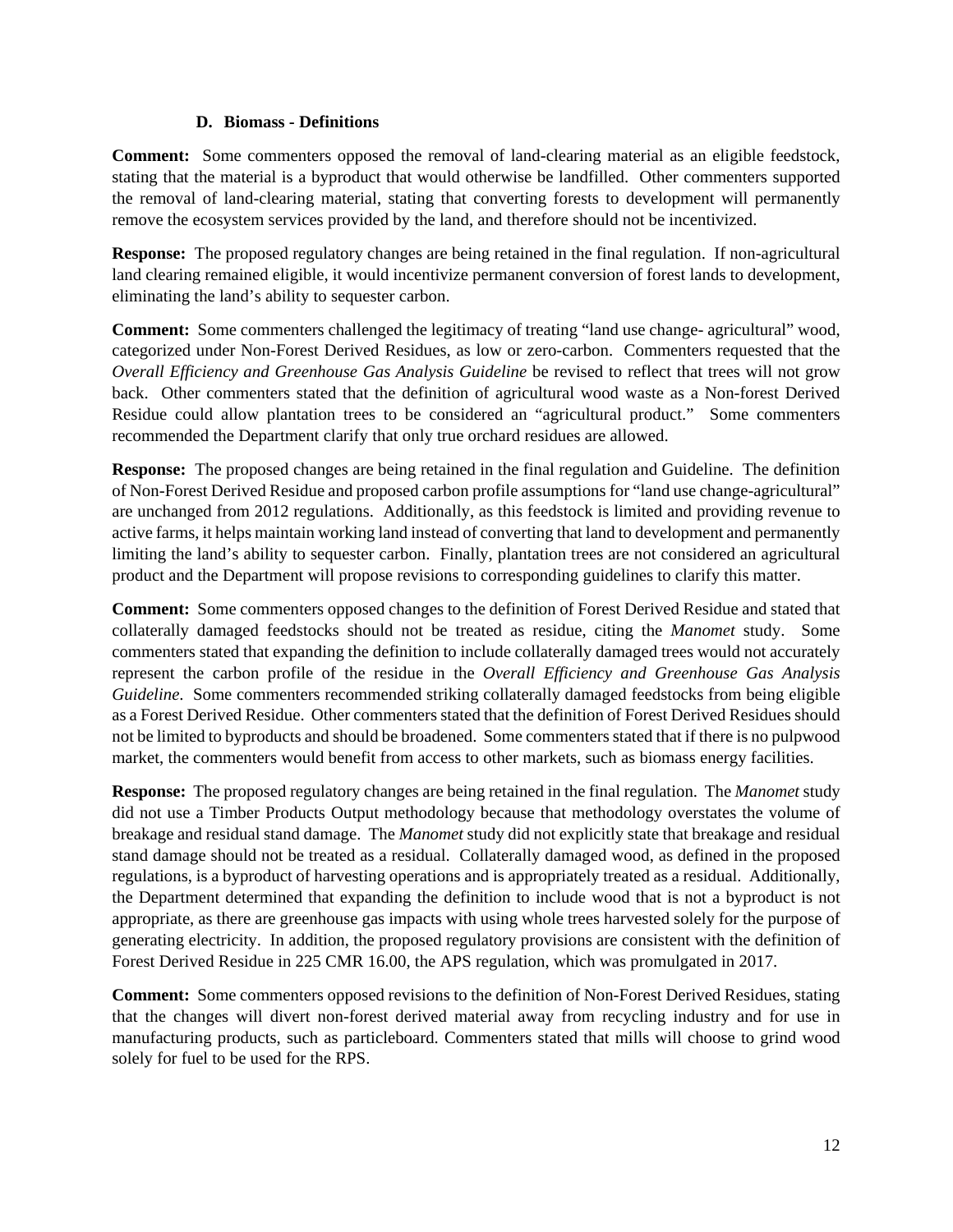### D. Biomass - Definitions

**Comment:** Some commenters opposed the removal of land-clearing material as an eligible feedstock, stating that the material is a byproduct that would otherwise be landfilled. Other commenters supported the removal of land-clearing material, stating that converting forests to development will permanently remove the ecosystem services provided by the land, and therefore should not be incentivized.

**Response:** The proposed regulatory changes are being retained in the final regulation. If non-agricultural land clearing remained eligible, it would incentivize permanent conversion of forest lands to development, eliminating the land's ability to sequester carbon.

**Comment:** Some commenters challenged the legitimacy of treating "land use change- agricultural" wood, categorized under Non-Forest Derived Residues, as low or zero-carbon. Commenters requested that the *Overall Efficiency and Greenhouse Gas Analysis Guideline* be revised to reflect that trees will not grow back. Other commenters stated that the definition of agricultural wood waste as a Non-forest Derived Residue could allow plantation trees to be considered an "agricultural product." Some commenters recommended the Department clarify that only true orchard residues are allowed.

**Response:** The proposed changes are being retained in the final regulation and Guideline. The definition of Non-Forest Derived Residue and proposed carbon profile assumptions for "land use change-agricultural" are unchanged from 2012 regulations. Additionally, as this feedstock is limited and providing revenue to active farms, it helps maintain working land instead of converting that land to development and permanently limiting the land's ability to sequester carbon. Finally, plantation trees are not considered an agricultural product and the Department will propose revisions to corresponding guidelines to clarify this matter.

**Comment:** Some commenters opposed changes to the definition of Forest Derived Residue and stated that collaterally damaged feedstocks should not be treated as residue, citing the *Manomet* study. Some commenters stated that expanding the definition to include collaterally damaged trees would not accurately represent the carbon profile of the residue in the *Overall Efficiency and Greenhouse Gas Analysis Guideline*. Some commenters recommended striking collaterally damaged feedstocks from being eligible as a Forest Derived Residue. Other commenters stated that the definition of Forest Derived Residues should not be limited to byproducts and should be broadened. Some commenters stated that if there is no pulpwood market, the commenters would benefit from access to other markets, such as biomass energy facilities.

**Response:** The proposed regulatory changes are being retained in the final regulation. The *Manomet* study did not use a Timber Products Output methodology because that methodology overstates the volume of breakage and residual stand damage. The *Manomet* study did not explicitly state that breakage and residual stand damage should not be treated as a residual. Collaterally damaged wood, as defined in the proposed regulations, is a byproduct of harvesting operations and is appropriately treated as a residual. Additionally, the Department determined that expanding the definition to include wood that is not a byproduct is not appropriate, as there are greenhouse gas impacts with using whole trees harvested solely for the purpose of generating electricity. In addition, the proposed regulatory provisions are consistent with the definition of Forest Derived Residue in 225 CMR 16.00, the APS regulation, which was promulgated in 2017.

**Comment:** Some commenters opposed revisions to the definition of Non-Forest Derived Residues, stating that the changes will divert non-forest derived material away from recycling industry and for use in manufacturing products, such as particleboard. Commenters stated that mills will choose to grind wood solely for fuel to be used for the RPS.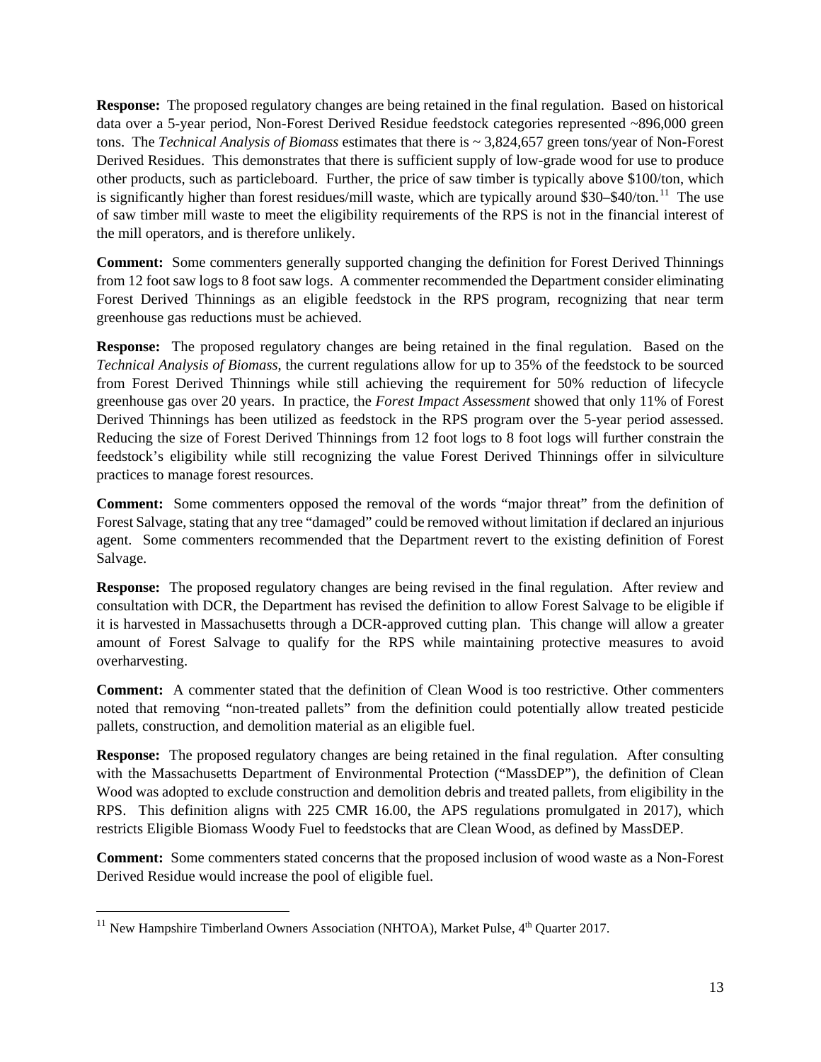**Response:** The proposed regulatory changes are being retained in the final regulation. Based on historical data over a 5-year period, Non-Forest Derived Residue feedstock categories represented ~896,000 green tons. The *Technical Analysis of Biomass* estimates that there is ~ 3,824,657 green tons/year of Non-Forest Derived Residues. This demonstrates that there is sufficient supply of low-grade wood for use to produce other products, such as particleboard. Further, the price of saw timber is typically above $100/ton, which is significantly higher than forest residues/mill waste, which are typically around $30–$40/ton.[11] The use of saw timber mill waste to meet the eligibility requirements of the RPS is not in the financial interest of the mill operators, and is therefore unlikely.

**Comment:** Some commenters generally supported changing the definition for Forest Derived Thinnings from 12 foot saw logs to 8 foot saw logs. A commenter recommended the Department consider eliminating Forest Derived Thinnings as an eligible feedstock in the RPS program, recognizing that near term greenhouse gas reductions must be achieved.

**Response:** The proposed regulatory changes are being retained in the final regulation. Based on the *Technical Analysis of Biomass*, the current regulations allow for up to 35% of the feedstock to be sourced from Forest Derived Thinnings while still achieving the requirement for 50% reduction of lifecycle greenhouse gas over 20 years. In practice, the *Forest Impact Assessment* showed that only 11% of Forest Derived Thinnings has been utilized as feedstock in the RPS program over the 5-year period assessed. Reducing the size of Forest Derived Thinnings from 12 foot logs to 8 foot logs will further constrain the feedstock's eligibility while still recognizing the value Forest Derived Thinnings offer in silviculture practices to manage forest resources.

**Comment:** Some commenters opposed the removal of the words "major threat" from the definition of Forest Salvage, stating that any tree "damaged" could be removed without limitation if declared an injurious agent. Some commenters recommended that the Department revert to the existing definition of Forest Salvage.

**Response:** The proposed regulatory changes are being revised in the final regulation. After review and consultation with DCR, the Department has revised the definition to allow Forest Salvage to be eligible if it is harvested in Massachusetts through a DCR-approved cutting plan. This change will allow a greater amount of Forest Salvage to qualify for the RPS while maintaining protective measures to avoid overharvesting.

**Comment:** A commenter stated that the definition of Clean Wood is too restrictive. Other commenters noted that removing "non-treated pallets" from the definition could potentially allow treated pesticide pallets, construction, and demolition material as an eligible fuel.

**Response:** The proposed regulatory changes are being retained in the final regulation. After consulting with the Massachusetts Department of Environmental Protection ("MassDEP"), the definition of Clean Wood was adopted to exclude construction and demolition debris and treated pallets, from eligibility in the RPS. This definition aligns with 225 CMR 16.00, the APS regulations promulgated in 2017), which restricts Eligible Biomass Woody Fuel to feedstocks that are Clean Wood, as defined by MassDEP.

**Comment:** Some commenters stated concerns that the proposed inclusion of wood waste as a Non-Forest Derived Residue would increase the pool of eligible fuel.

---

[11] New Hampshire Timberland Owners Association (NHTOA), Market Pulse, 4th Quarter 2017.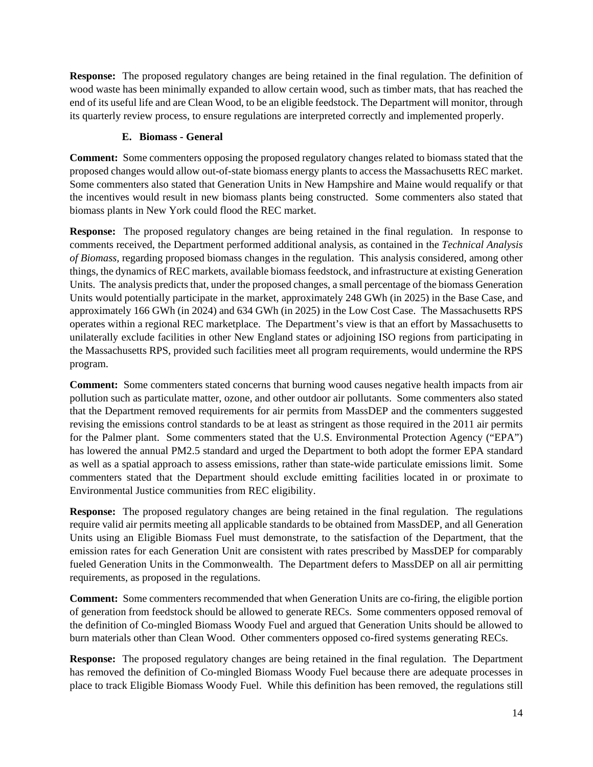**Response:** The proposed regulatory changes are being retained in the final regulation. The definition of wood waste has been minimally expanded to allow certain wood, such as timber mats, that has reached the end of its useful life and are Clean Wood, to be an eligible feedstock. The Department will monitor, through its quarterly review process, to ensure regulations are interpreted correctly and implemented properly.

### E. Biomass - General

**Comment:** Some commenters opposing the proposed regulatory changes related to biomass stated that the proposed changes would allow out-of-state biomass energy plants to access the Massachusetts REC market. Some commenters also stated that Generation Units in New Hampshire and Maine would requalify or that the incentives would result in new biomass plants being constructed. Some commenters also stated that biomass plants in New York could flood the REC market.

**Response:** The proposed regulatory changes are being retained in the final regulation. In response to comments received, the Department performed additional analysis, as contained in the *Technical Analysis of Biomass*, regarding proposed biomass changes in the regulation. This analysis considered, among other things, the dynamics of REC markets, available biomass feedstock, and infrastructure at existing Generation Units. The analysis predicts that, under the proposed changes, a small percentage of the biomass Generation Units would potentially participate in the market, approximately 248 GWh (in 2025) in the Base Case, and approximately 166 GWh (in 2024) and 634 GWh (in 2025) in the Low Cost Case. The Massachusetts RPS operates within a regional REC marketplace. The Department's view is that an effort by Massachusetts to unilaterally exclude facilities in other New England states or adjoining ISO regions from participating in the Massachusetts RPS, provided such facilities meet all program requirements, would undermine the RPS program.

**Comment:** Some commenters stated concerns that burning wood causes negative health impacts from air pollution such as particulate matter, ozone, and other outdoor air pollutants. Some commenters also stated that the Department removed requirements for air permits from MassDEP and the commenters suggested revising the emissions control standards to be at least as stringent as those required in the 2011 air permits for the Palmer plant. Some commenters stated that the U.S. Environmental Protection Agency ("EPA") has lowered the annual PM2.5 standard and urged the Department to both adopt the former EPA standard as well as a spatial approach to assess emissions, rather than state-wide particulate emissions limit. Some commenters stated that the Department should exclude emitting facilities located in or proximate to Environmental Justice communities from REC eligibility.

**Response:** The proposed regulatory changes are being retained in the final regulation. The regulations require valid air permits meeting all applicable standards to be obtained from MassDEP, and all Generation Units using an Eligible Biomass Fuel must demonstrate, to the satisfaction of the Department, that the emission rates for each Generation Unit are consistent with rates prescribed by MassDEP for comparably fueled Generation Units in the Commonwealth. The Department defers to MassDEP on all air permitting requirements, as proposed in the regulations.

**Comment:** Some commenters recommended that when Generation Units are co-firing, the eligible portion of generation from feedstock should be allowed to generate RECs. Some commenters opposed removal of the definition of Co-mingled Biomass Woody Fuel and argued that Generation Units should be allowed to burn materials other than Clean Wood. Other commenters opposed co-fired systems generating RECs.

**Response:** The proposed regulatory changes are being retained in the final regulation. The Department has removed the definition of Co-mingled Biomass Woody Fuel because there are adequate processes in place to track Eligible Biomass Woody Fuel. While this definition has been removed, the regulations still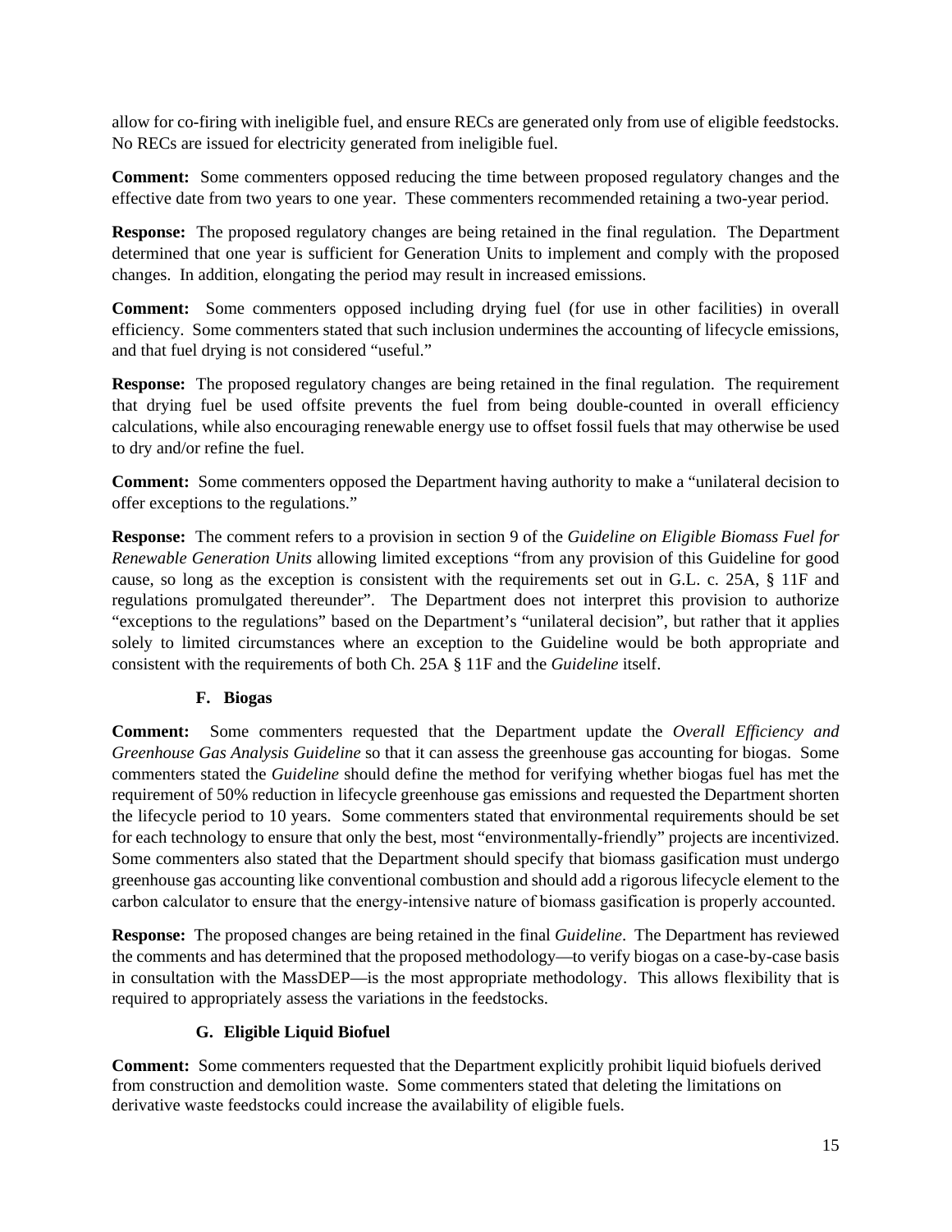allow for co-firing with ineligible fuel, and ensure RECs are generated only from use of eligible feedstocks. No RECs are issued for electricity generated from ineligible fuel.

**Comment:** Some commenters opposed reducing the time between proposed regulatory changes and the effective date from two years to one year. These commenters recommended retaining a two-year period.

**Response:** The proposed regulatory changes are being retained in the final regulation. The Department determined that one year is sufficient for Generation Units to implement and comply with the proposed changes. In addition, elongating the period may result in increased emissions.

**Comment:** Some commenters opposed including drying fuel (for use in other facilities) in overall efficiency. Some commenters stated that such inclusion undermines the accounting of lifecycle emissions, and that fuel drying is not considered "useful."

**Response:** The proposed regulatory changes are being retained in the final regulation. The requirement that drying fuel be used offsite prevents the fuel from being double-counted in overall efficiency calculations, while also encouraging renewable energy use to offset fossil fuels that may otherwise be used to dry and/or refine the fuel.

**Comment:** Some commenters opposed the Department having authority to make a "unilateral decision to offer exceptions to the regulations."

**Response:** The comment refers to a provision in section 9 of the *Guideline on Eligible Biomass Fuel for Renewable Generation Units* allowing limited exceptions "from any provision of this Guideline for good cause, so long as the exception is consistent with the requirements set out in G.L. c. 25A, § 11F and regulations promulgated thereunder". The Department does not interpret this provision to authorize "exceptions to the regulations" based on the Department's "unilateral decision", but rather that it applies solely to limited circumstances where an exception to the Guideline would be both appropriate and consistent with the requirements of both Ch. 25A § 11F and the *Guideline* itself.

### F. Biogas

**Comment:** Some commenters requested that the Department update the *Overall Efficiency and Greenhouse Gas Analysis Guideline* so that it can assess the greenhouse gas accounting for biogas. Some commenters stated the *Guideline* should define the method for verifying whether biogas fuel has met the requirement of 50% reduction in lifecycle greenhouse gas emissions and requested the Department shorten the lifecycle period to 10 years. Some commenters stated that environmental requirements should be set for each technology to ensure that only the best, most "environmentally-friendly" projects are incentivized. Some commenters also stated that the Department should specify that biomass gasification must undergo greenhouse gas accounting like conventional combustion and should add a rigorous lifecycle element to the carbon calculator to ensure that the energy-intensive nature of biomass gasification is properly accounted.

**Response:** The proposed changes are being retained in the final *Guideline*. The Department has reviewed the comments and has determined that the proposed methodology—to verify biogas on a case-by-case basis in consultation with the MassDEP—is the most appropriate methodology. This allows flexibility that is required to appropriately assess the variations in the feedstocks.

### G. Eligible Liquid Biofuel

**Comment:** Some commenters requested that the Department explicitly prohibit liquid biofuels derived from construction and demolition waste. Some commenters stated that deleting the limitations on derivative waste feedstocks could increase the availability of eligible fuels.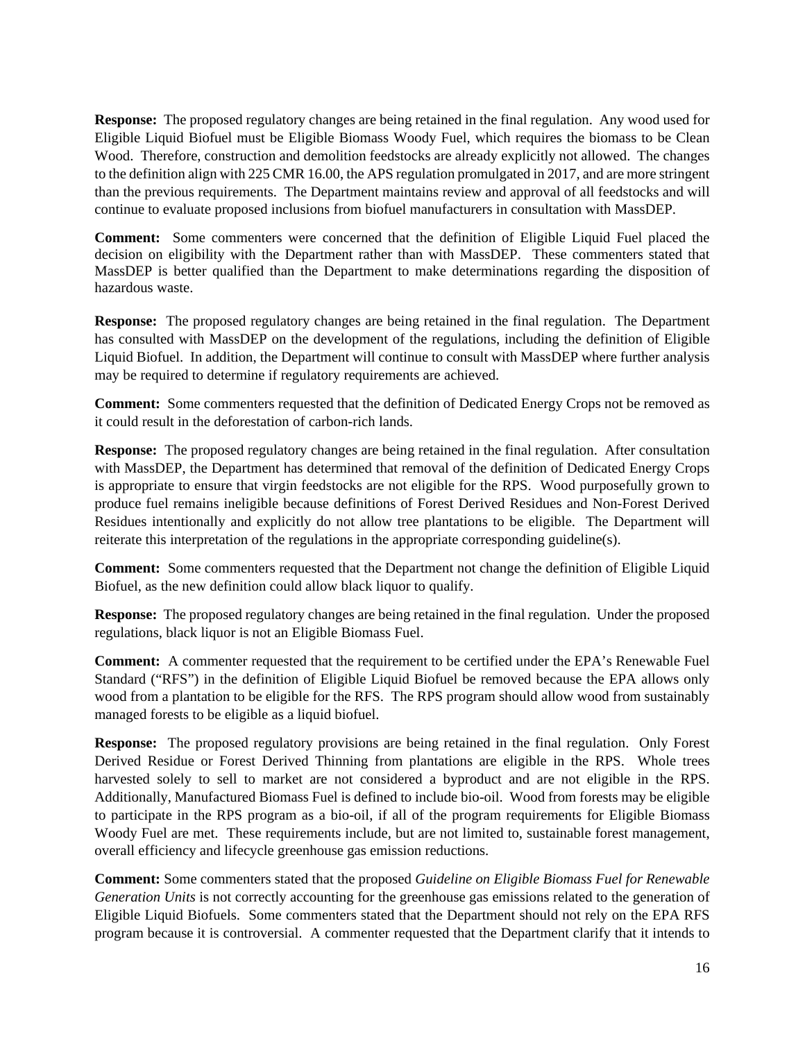**Response:** The proposed regulatory changes are being retained in the final regulation. Any wood used for Eligible Liquid Biofuel must be Eligible Biomass Woody Fuel, which requires the biomass to be Clean Wood. Therefore, construction and demolition feedstocks are already explicitly not allowed. The changes to the definition align with 225 CMR 16.00, the APS regulation promulgated in 2017, and are more stringent than the previous requirements. The Department maintains review and approval of all feedstocks and will continue to evaluate proposed inclusions from biofuel manufacturers in consultation with MassDEP.

**Comment:** Some commenters were concerned that the definition of Eligible Liquid Fuel placed the decision on eligibility with the Department rather than with MassDEP. These commenters stated that MassDEP is better qualified than the Department to make determinations regarding the disposition of hazardous waste.

**Response:** The proposed regulatory changes are being retained in the final regulation. The Department has consulted with MassDEP on the development of the regulations, including the definition of Eligible Liquid Biofuel. In addition, the Department will continue to consult with MassDEP where further analysis may be required to determine if regulatory requirements are achieved.

**Comment:** Some commenters requested that the definition of Dedicated Energy Crops not be removed as it could result in the deforestation of carbon-rich lands.

**Response:** The proposed regulatory changes are being retained in the final regulation. After consultation with MassDEP, the Department has determined that removal of the definition of Dedicated Energy Crops is appropriate to ensure that virgin feedstocks are not eligible for the RPS. Wood purposefully grown to produce fuel remains ineligible because definitions of Forest Derived Residues and Non-Forest Derived Residues intentionally and explicitly do not allow tree plantations to be eligible. The Department will reiterate this interpretation of the regulations in the appropriate corresponding guideline(s).

**Comment:** Some commenters requested that the Department not change the definition of Eligible Liquid Biofuel, as the new definition could allow black liquor to qualify.

**Response:** The proposed regulatory changes are being retained in the final regulation. Under the proposed regulations, black liquor is not an Eligible Biomass Fuel.

**Comment:** A commenter requested that the requirement to be certified under the EPA's Renewable Fuel Standard ("RFS") in the definition of Eligible Liquid Biofuel be removed because the EPA allows only wood from a plantation to be eligible for the RFS. The RPS program should allow wood from sustainably managed forests to be eligible as a liquid biofuel.

**Response:** The proposed regulatory provisions are being retained in the final regulation. Only Forest Derived Residue or Forest Derived Thinning from plantations are eligible in the RPS. Whole trees harvested solely to sell to market are not considered a byproduct and are not eligible in the RPS. Additionally, Manufactured Biomass Fuel is defined to include bio-oil. Wood from forests may be eligible to participate in the RPS program as a bio-oil, if all of the program requirements for Eligible Biomass Woody Fuel are met. These requirements include, but are not limited to, sustainable forest management, overall efficiency and lifecycle greenhouse gas emission reductions.

**Comment:** Some commenters stated that the proposed *Guideline on Eligible Biomass Fuel for Renewable Generation Units* is not correctly accounting for the greenhouse gas emissions related to the generation of Eligible Liquid Biofuels. Some commenters stated that the Department should not rely on the EPA RFS program because it is controversial. A commenter requested that the Department clarify that it intends to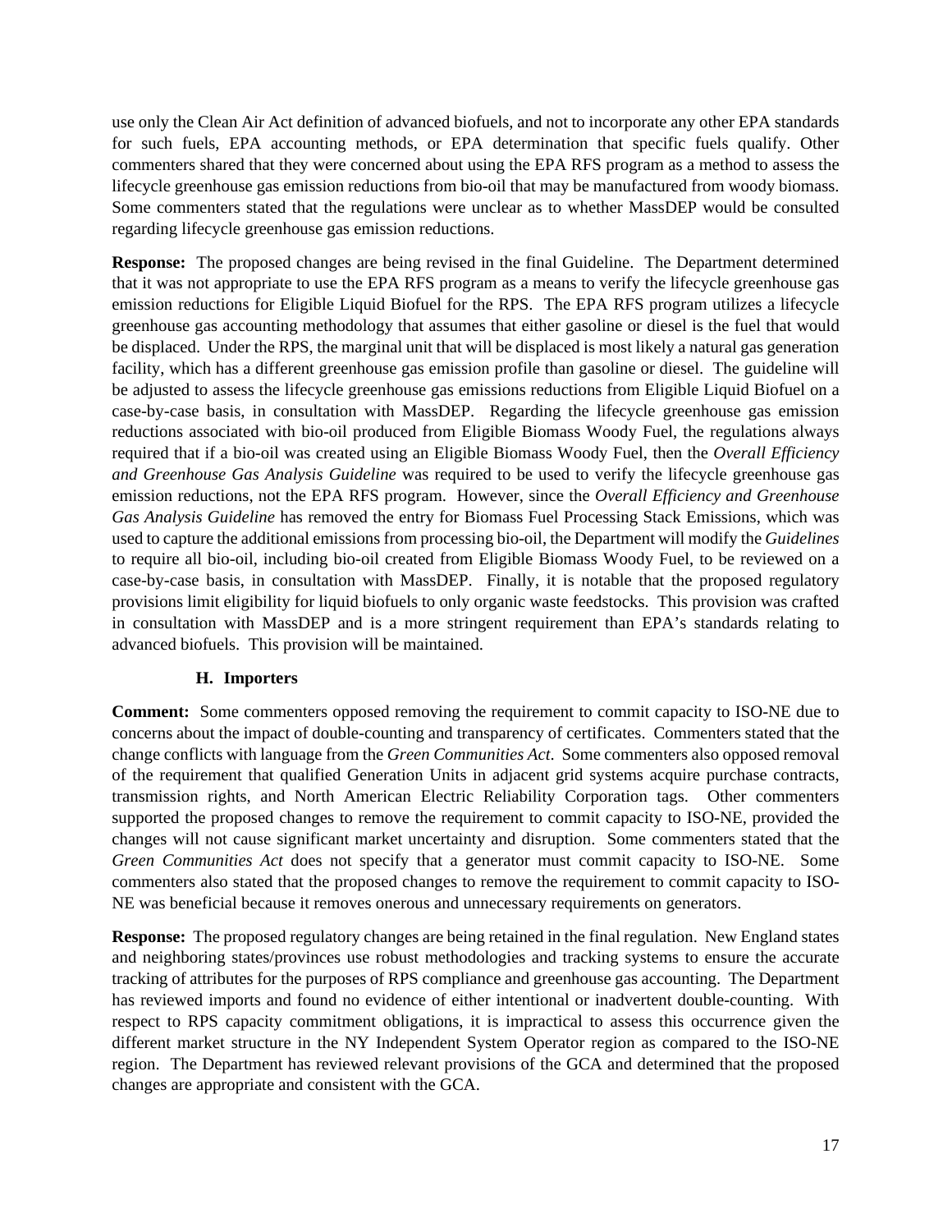use only the Clean Air Act definition of advanced biofuels, and not to incorporate any other EPA standards for such fuels, EPA accounting methods, or EPA determination that specific fuels qualify. Other commenters shared that they were concerned about using the EPA RFS program as a method to assess the lifecycle greenhouse gas emission reductions from bio-oil that may be manufactured from woody biomass. Some commenters stated that the regulations were unclear as to whether MassDEP would be consulted regarding lifecycle greenhouse gas emission reductions.

**Response:** The proposed changes are being revised in the final Guideline. The Department determined that it was not appropriate to use the EPA RFS program as a means to verify the lifecycle greenhouse gas emission reductions for Eligible Liquid Biofuel for the RPS. The EPA RFS program utilizes a lifecycle greenhouse gas accounting methodology that assumes that either gasoline or diesel is the fuel that would be displaced. Under the RPS, the marginal unit that will be displaced is most likely a natural gas generation facility, which has a different greenhouse gas emission profile than gasoline or diesel. The guideline will be adjusted to assess the lifecycle greenhouse gas emissions reductions from Eligible Liquid Biofuel on a case-by-case basis, in consultation with MassDEP. Regarding the lifecycle greenhouse gas emission reductions associated with bio-oil produced from Eligible Biomass Woody Fuel, the regulations always required that if a bio-oil was created using an Eligible Biomass Woody Fuel, then the *Overall Efficiency and Greenhouse Gas Analysis Guideline* was required to be used to verify the lifecycle greenhouse gas emission reductions, not the EPA RFS program. However, since the *Overall Efficiency and Greenhouse Gas Analysis Guideline* has removed the entry for Biomass Fuel Processing Stack Emissions, which was used to capture the additional emissions from processing bio-oil, the Department will modify the *Guidelines* to require all bio-oil, including bio-oil created from Eligible Biomass Woody Fuel, to be reviewed on a case-by-case basis, in consultation with MassDEP. Finally, it is notable that the proposed regulatory provisions limit eligibility for liquid biofuels to only organic waste feedstocks. This provision was crafted in consultation with MassDEP and is a more stringent requirement than EPA's standards relating to advanced biofuels. This provision will be maintained.

### H. Importers

**Comment:** Some commenters opposed removing the requirement to commit capacity to ISO-NE due to concerns about the impact of double-counting and transparency of certificates. Commenters stated that the change conflicts with language from the *Green Communities Act*. Some commenters also opposed removal of the requirement that qualified Generation Units in adjacent grid systems acquire purchase contracts, transmission rights, and North American Electric Reliability Corporation tags. Other commenters supported the proposed changes to remove the requirement to commit capacity to ISO-NE, provided the changes will not cause significant market uncertainty and disruption. Some commenters stated that the *Green Communities Act* does not specify that a generator must commit capacity to ISO-NE. Some commenters also stated that the proposed changes to remove the requirement to commit capacity to ISO-NE was beneficial because it removes onerous and unnecessary requirements on generators.

**Response:** The proposed regulatory changes are being retained in the final regulation. New England states and neighboring states/provinces use robust methodologies and tracking systems to ensure the accurate tracking of attributes for the purposes of RPS compliance and greenhouse gas accounting. The Department has reviewed imports and found no evidence of either intentional or inadvertent double-counting. With respect to RPS capacity commitment obligations, it is impractical to assess this occurrence given the different market structure in the NY Independent System Operator region as compared to the ISO-NE region. The Department has reviewed relevant provisions of the GCA and determined that the proposed changes are appropriate and consistent with the GCA.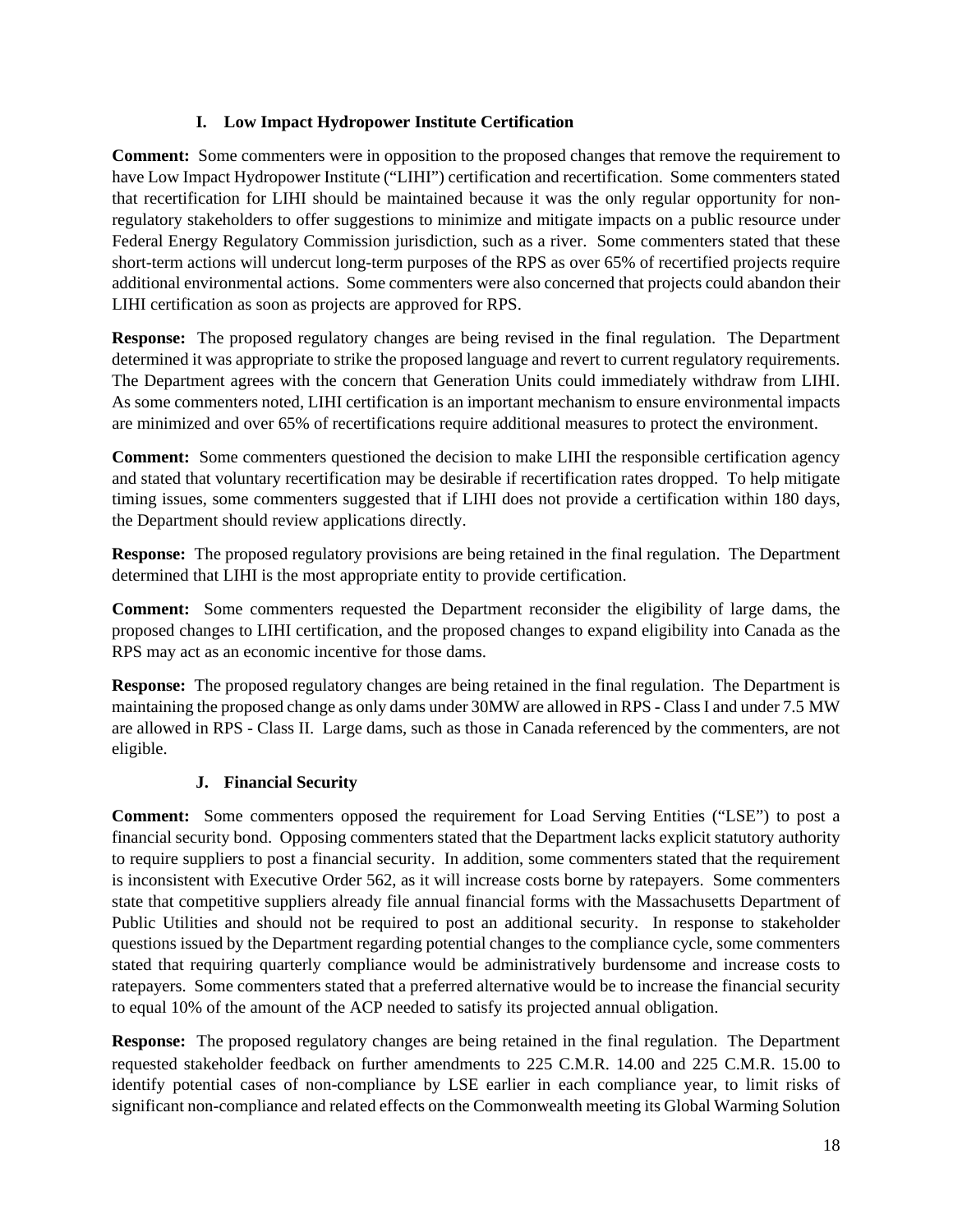### I. Low Impact Hydropower Institute Certification

**Comment:** Some commenters were in opposition to the proposed changes that remove the requirement to have Low Impact Hydropower Institute ("LIHI") certification and recertification. Some commenters stated that recertification for LIHI should be maintained because it was the only regular opportunity for non-regulatory stakeholders to offer suggestions to minimize and mitigate impacts on a public resource under Federal Energy Regulatory Commission jurisdiction, such as a river. Some commenters stated that these short-term actions will undercut long-term purposes of the RPS as over 65% of recertified projects require additional environmental actions. Some commenters were also concerned that projects could abandon their LIHI certification as soon as projects are approved for RPS.

**Response:** The proposed regulatory changes are being revised in the final regulation. The Department determined it was appropriate to strike the proposed language and revert to current regulatory requirements. The Department agrees with the concern that Generation Units could immediately withdraw from LIHI. As some commenters noted, LIHI certification is an important mechanism to ensure environmental impacts are minimized and over 65% of recertifications require additional measures to protect the environment.

**Comment:** Some commenters questioned the decision to make LIHI the responsible certification agency and stated that voluntary recertification may be desirable if recertification rates dropped. To help mitigate timing issues, some commenters suggested that if LIHI does not provide a certification within 180 days, the Department should review applications directly.

**Response:** The proposed regulatory provisions are being retained in the final regulation. The Department determined that LIHI is the most appropriate entity to provide certification.

**Comment:** Some commenters requested the Department reconsider the eligibility of large dams, the proposed changes to LIHI certification, and the proposed changes to expand eligibility into Canada as the RPS may act as an economic incentive for those dams.

**Response:** The proposed regulatory changes are being retained in the final regulation. The Department is maintaining the proposed change as only dams under 30MW are allowed in RPS - Class I and under 7.5 MW are allowed in RPS - Class II. Large dams, such as those in Canada referenced by the commenters, are not eligible.

### J. Financial Security

**Comment:** Some commenters opposed the requirement for Load Serving Entities ("LSE") to post a financial security bond. Opposing commenters stated that the Department lacks explicit statutory authority to require suppliers to post a financial security. In addition, some commenters stated that the requirement is inconsistent with Executive Order 562, as it will increase costs borne by ratepayers. Some commenters state that competitive suppliers already file annual financial forms with the Massachusetts Department of Public Utilities and should not be required to post an additional security. In response to stakeholder questions issued by the Department regarding potential changes to the compliance cycle, some commenters stated that requiring quarterly compliance would be administratively burdensome and increase costs to ratepayers. Some commenters stated that a preferred alternative would be to increase the financial security to equal 10% of the amount of the ACP needed to satisfy its projected annual obligation.

**Response:** The proposed regulatory changes are being retained in the final regulation. The Department requested stakeholder feedback on further amendments to 225 C.M.R. 14.00 and 225 C.M.R. 15.00 to identify potential cases of non-compliance by LSE earlier in each compliance year, to limit risks of significant non-compliance and related effects on the Commonwealth meeting its Global Warming Solution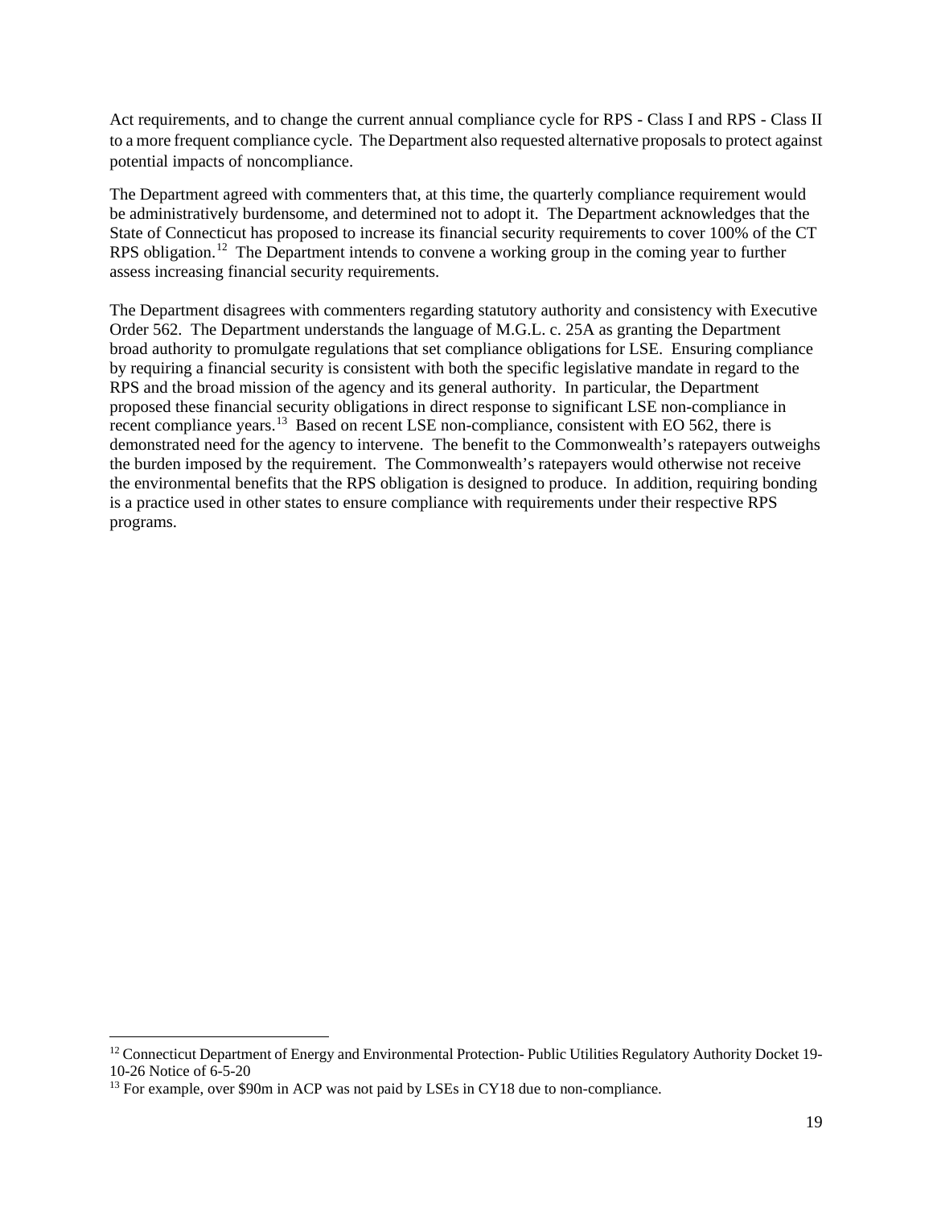Act requirements, and to change the current annual compliance cycle for RPS - Class I and RPS - Class II to a more frequent compliance cycle. The Department also requested alternative proposals to protect against potential impacts of noncompliance.

The Department agreed with commenters that, at this time, the quarterly compliance requirement would be administratively burdensome, and determined not to adopt it. The Department acknowledges that the State of Connecticut has proposed to increase its financial security requirements to cover 100% of the CT RPS obligation.[12] The Department intends to convene a working group in the coming year to further assess increasing financial security requirements.

The Department disagrees with commenters regarding statutory authority and consistency with Executive Order 562. The Department understands the language of M.G.L. c. 25A as granting the Department broad authority to promulgate regulations that set compliance obligations for LSE. Ensuring compliance by requiring a financial security is consistent with both the specific legislative mandate in regard to the RPS and the broad mission of the agency and its general authority. In particular, the Department proposed these financial security obligations in direct response to significant LSE non-compliance in recent compliance years.[13] Based on recent LSE non-compliance, consistent with EO 562, there is demonstrated need for the agency to intervene. The benefit to the Commonwealth's ratepayers outweighs the burden imposed by the requirement. The Commonwealth's ratepayers would otherwise not receive the environmental benefits that the RPS obligation is designed to produce. In addition, requiring bonding is a practice used in other states to ensure compliance with requirements under their respective RPS programs.

---

[12] Connecticut Department of Energy and Environmental Protection- Public Utilities Regulatory Authority Docket 19-10-26 Notice of 6-5-20

[13] For example, over $90m in ACP was not paid by LSEs in CY18 due to non-compliance.